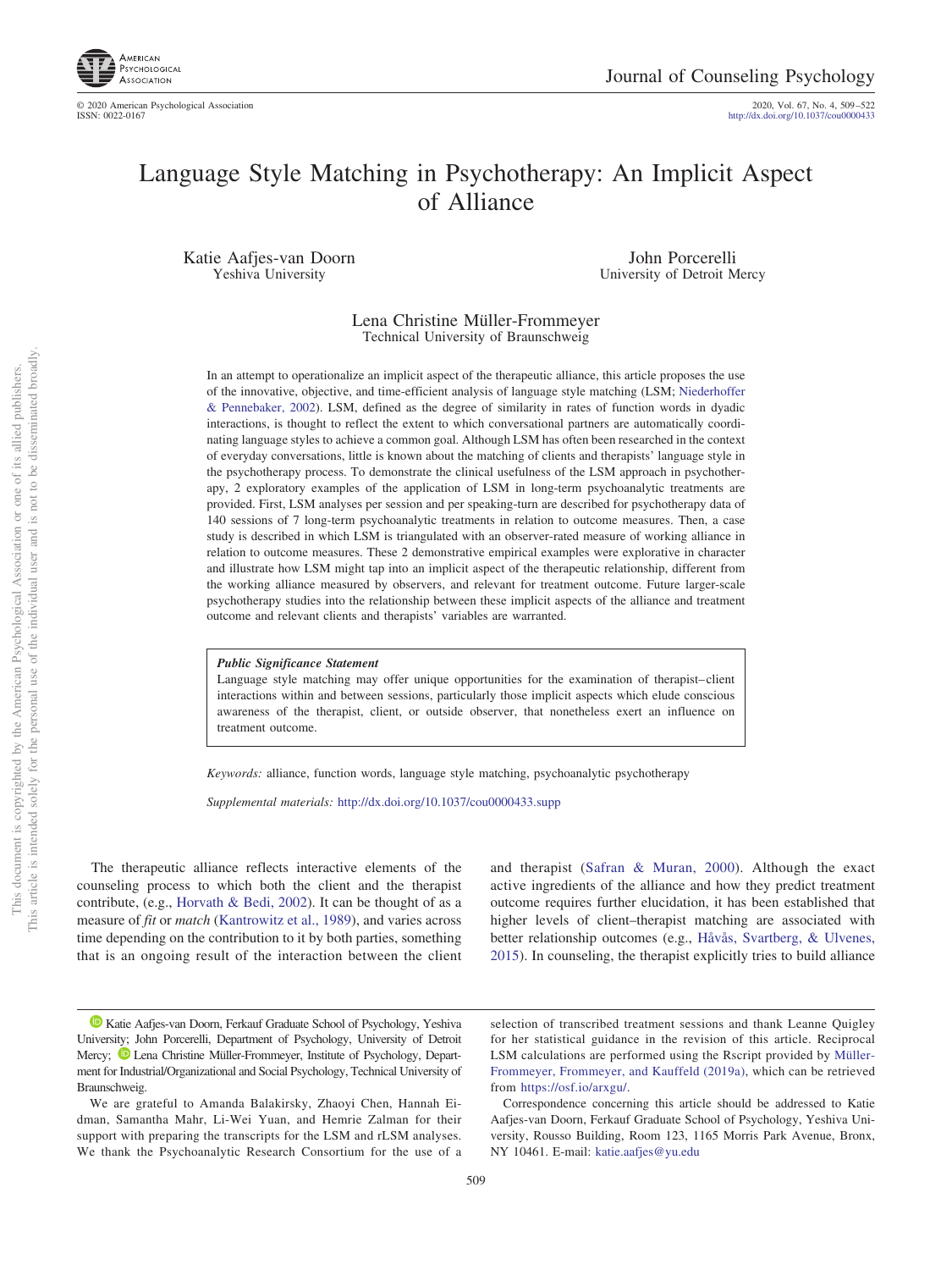# Language Style Matching in Psychotherapy: An Implicit Aspect of Alliance

Katie Aafjes-van Doorn
Yeshiva University

John Porcerelli
University of Detroit Mercy

Lena Christine Müller-Frommeyer
Technical University of Braunschweig

In an attempt to operationalize an implicit aspect of the therapeutic alliance, this article proposes the use of the innovative, objective, and time-efficient analysis of language style matching (LSM; Niederhoffer & Pennebaker, 2002). LSM, defined as the degree of similarity in rates of function words in dyadic interactions, is thought to reflect the extent to which conversational partners are automatically coordinating language styles to achieve a common goal. Although LSM has often been researched in the context of everyday conversations, little is known about the matching of clients and therapists' language style in the psychotherapy process. To demonstrate the clinical usefulness of the LSM approach in psychotherapy, 2 exploratory examples of the application of LSM in long-term psychoanalytic treatments are provided. First, LSM analyses per session and per speaking-turn are described for psychotherapy data of 140 sessions of 7 long-term psychoanalytic treatments in relation to outcome measures. Then, a case study is described in which LSM is triangulated with an observer-rated measure of working alliance in relation to outcome measures. These 2 demonstrative empirical examples were explorative in character and illustrate how LSM might tap into an implicit aspect of the therapeutic relationship, different from the working alliance measured by observers, and relevant for treatment outcome. Future larger-scale psychotherapy studies into the relationship between these implicit aspects of the alliance and treatment outcome and relevant clients and therapists' variables are warranted.

> ***Public Significance Statement***
> Language style matching may offer unique opportunities for the examination of therapist–client interactions within and between sessions, particularly those implicit aspects which elude conscious awareness of the therapist, client, or outside observer, that nonetheless exert an influence on treatment outcome.

*Keywords:* alliance, function words, language style matching, psychoanalytic psychotherapy

*Supplemental materials:* http://dx.doi.org/10.1037/cou0000433.supp

The therapeutic alliance reflects interactive elements of the counseling process to which both the client and the therapist contribute, (e.g., Horvath & Bedi, 2002). It can be thought of as a measure of *fit* or *match* (Kantrowitz et al., 1989), and varies across time depending on the contribution to it by both parties, something that is an ongoing result of the interaction between the client and therapist (Safran & Muran, 2000). Although the exact active ingredients of the alliance and how they predict treatment outcome requires further elucidation, it has been established that higher levels of client–therapist matching are associated with better relationship outcomes (e.g., Håvås, Svartberg, & Ulvenes, 2015). In counseling, the therapist explicitly tries to build alliance

---

Katie Aafjes-van Doorn, Ferkauf Graduate School of Psychology, Yeshiva University; John Porcerelli, Department of Psychology, University of Detroit Mercy; Lena Christine Müller-Frommeyer, Institute of Psychology, Department for Industrial/Organizational and Social Psychology, Technical University of Braunschweig.

We are grateful to Amanda Balakirsky, Zhaoyi Chen, Hannah Eidman, Samantha Mahr, Li-Wei Yuan, and Hemrie Zalman for their support with preparing the transcripts for the LSM and rLSM analyses. We thank the Psychoanalytic Research Consortium for the use of a selection of transcribed treatment sessions and thank Leanne Quigley for her statistical guidance in the revision of this article. Reciprocal LSM calculations are performed using the Rscript provided by Müller-Frommeyer, Frommeyer, and Kauffeld (2019a), which can be retrieved from https://osf.io/arxgu/.

Correspondence concerning this article should be addressed to Katie Aafjes-van Doorn, Ferkauf Graduate School of Psychology, Yeshiva University, Rousso Building, Room 123, 1165 Morris Park Avenue, Bronx, NY 10461. E-mail: katie.aafjes@yu.edu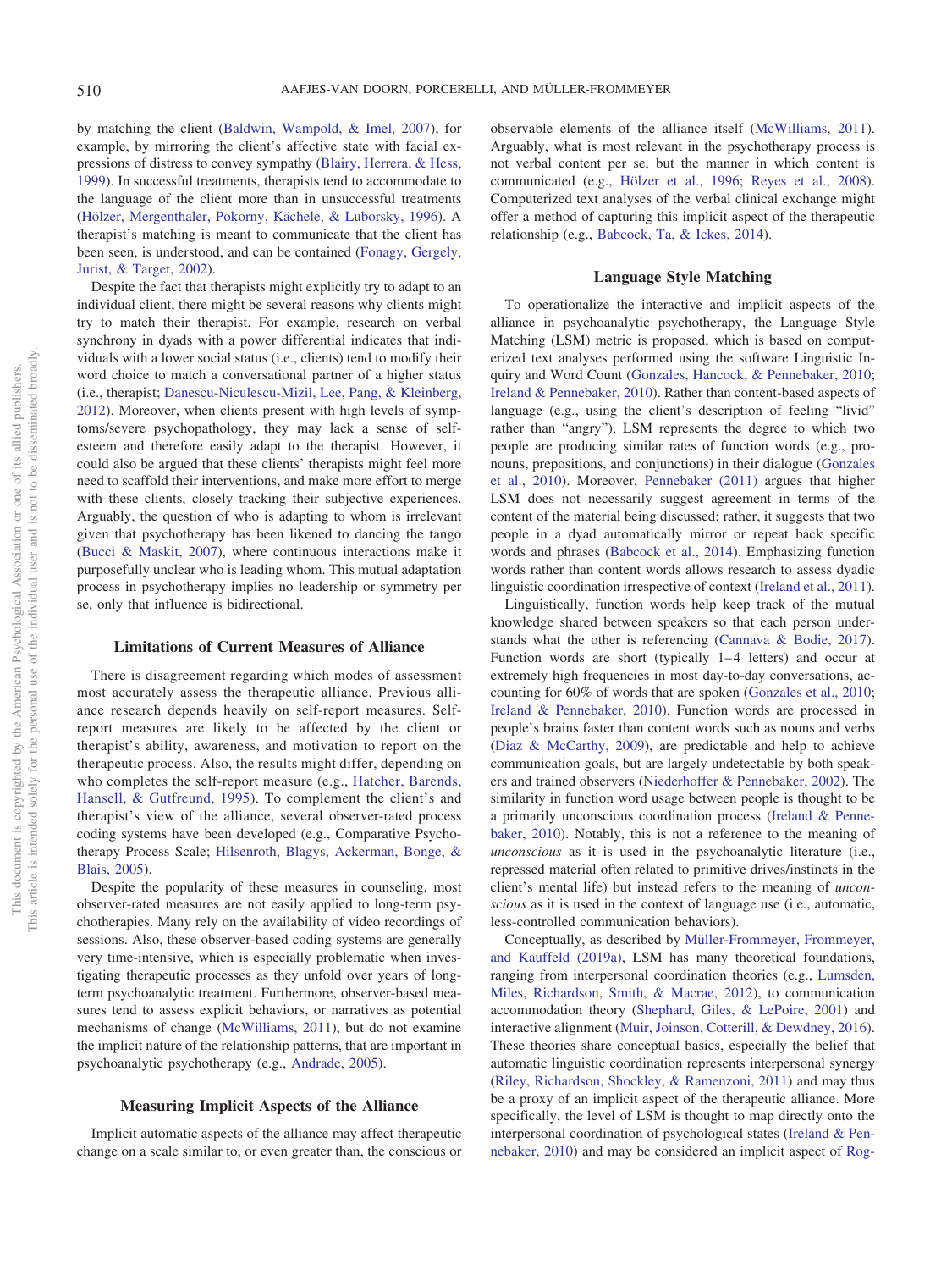by matching the client (Baldwin, Wampold, & Imel, 2007), for example, by mirroring the client's affective state with facial expressions of distress to convey sympathy (Blairy, Herrera, & Hess, 1999). In successful treatments, therapists tend to accommodate to the language of the client more than in unsuccessful treatments (Hölzer, Mergenthaler, Pokorny, Kächele, & Luborsky, 1996). A therapist's matching is meant to communicate that the client has been seen, is understood, and can be contained (Fonagy, Gergely, Jurist, & Target, 2002).

Despite the fact that therapists might explicitly try to adapt to an individual client, there might be several reasons why clients might try to match their therapist. For example, research on verbal synchrony in dyads with a power differential indicates that individuals with a lower social status (i.e., clients) tend to modify their word choice to match a conversational partner of a higher status (i.e., therapist; Danescu-Niculescu-Mizil, Lee, Pang, & Kleinberg, 2012). Moreover, when clients present with high levels of symptoms/severe psychopathology, they may lack a sense of self-esteem and therefore easily adapt to the therapist. However, it could also be argued that these clients' therapists might feel more need to scaffold their interventions, and make more effort to merge with these clients, closely tracking their subjective experiences. Arguably, the question of who is adapting to whom is irrelevant given that psychotherapy has been likened to dancing the tango (Bucci & Maskit, 2007), where continuous interactions make it purposefully unclear who is leading whom. This mutual adaptation process in psychotherapy implies no leadership or symmetry per se, only that influence is bidirectional.

## Limitations of Current Measures of Alliance

There is disagreement regarding which modes of assessment most accurately assess the therapeutic alliance. Previous alliance research depends heavily on self-report measures. Self-report measures are likely to be affected by the client or therapist's ability, awareness, and motivation to report on the therapeutic process. Also, the results might differ, depending on who completes the self-report measure (e.g., Hatcher, Barends, Hansell, & Gutfreund, 1995). To complement the client's and therapist's view of the alliance, several observer-rated process coding systems have been developed (e.g., Comparative Psychotherapy Process Scale; Hilsenroth, Blagys, Ackerman, Bonge, & Blais, 2005).

Despite the popularity of these measures in counseling, most observer-rated measures are not easily applied to long-term psychotherapies. Many rely on the availability of video recordings of sessions. Also, these observer-based coding systems are generally very time-intensive, which is especially problematic when investigating therapeutic processes as they unfold over years of long-term psychoanalytic treatment. Furthermore, observer-based measures tend to assess explicit behaviors, or narratives as potential mechanisms of change (McWilliams, 2011), but do not examine the implicit nature of the relationship patterns, that are important in psychoanalytic psychotherapy (e.g., Andrade, 2005).

## Measuring Implicit Aspects of the Alliance

Implicit automatic aspects of the alliance may affect therapeutic change on a scale similar to, or even greater than, the conscious or observable elements of the alliance itself (McWilliams, 2011). Arguably, what is most relevant in the psychotherapy process is not verbal content per se, but the manner in which content is communicated (e.g., Hölzer et al., 1996; Reyes et al., 2008). Computerized text analyses of the verbal clinical exchange might offer a method of capturing this implicit aspect of the therapeutic relationship (e.g., Babcock, Ta, & Ickes, 2014).

## Language Style Matching

To operationalize the interactive and implicit aspects of the alliance in psychoanalytic psychotherapy, the Language Style Matching (LSM) metric is proposed, which is based on computerized text analyses performed using the software Linguistic Inquiry and Word Count (Gonzales, Hancock, & Pennebaker, 2010; Ireland & Pennebaker, 2010). Rather than content-based aspects of language (e.g., using the client's description of feeling "livid" rather than "angry"), LSM represents the degree to which two people are producing similar rates of function words (e.g., pronouns, prepositions, and conjunctions) in their dialogue (Gonzales et al., 2010). Moreover, Pennebaker (2011) argues that higher LSM does not necessarily suggest agreement in terms of the content of the material being discussed; rather, it suggests that two people in a dyad automatically mirror or repeat back specific words and phrases (Babcock et al., 2014). Emphasizing function words rather than content words allows research to assess dyadic linguistic coordination irrespective of context (Ireland et al., 2011).

Linguistically, function words help keep track of the mutual knowledge shared between speakers so that each person understands what the other is referencing (Cannava & Bodie, 2017). Function words are short (typically 1–4 letters) and occur at extremely high frequencies in most day-to-day conversations, accounting for 60% of words that are spoken (Gonzales et al., 2010; Ireland & Pennebaker, 2010). Function words are processed in people's brains faster than content words such as nouns and verbs (Diaz & McCarthy, 2009), are predictable and help to achieve communication goals, but are largely undetectable by both speakers and trained observers (Niederhoffer & Pennebaker, 2002). The similarity in function word usage between people is thought to be a primarily unconscious coordination process (Ireland & Pennebaker, 2010). Notably, this is not a reference to the meaning of *unconscious* as it is used in the psychoanalytic literature (i.e., repressed material often related to primitive drives/instincts in the client's mental life) but instead refers to the meaning of *unconscious* as it is used in the context of language use (i.e., automatic, less-controlled communication behaviors).

Conceptually, as described by Müller-Frommeyer, Frommeyer, and Kauffeld (2019a), LSM has many theoretical foundations, ranging from interpersonal coordination theories (e.g., Lumsden, Miles, Richardson, Smith, & Macrae, 2012), to communication accommodation theory (Shephard, Giles, & LePoire, 2001) and interactive alignment (Muir, Joinson, Cotterill, & Dewdney, 2016). These theories share conceptual basics, especially the belief that automatic linguistic coordination represents interpersonal synergy (Riley, Richardson, Shockley, & Ramenzoni, 2011) and may thus be a proxy of an implicit aspect of the therapeutic alliance. More specifically, the level of LSM is thought to map directly onto the interpersonal coordination of psychological states (Ireland & Pennebaker, 2010) and may be considered an implicit aspect of Rog-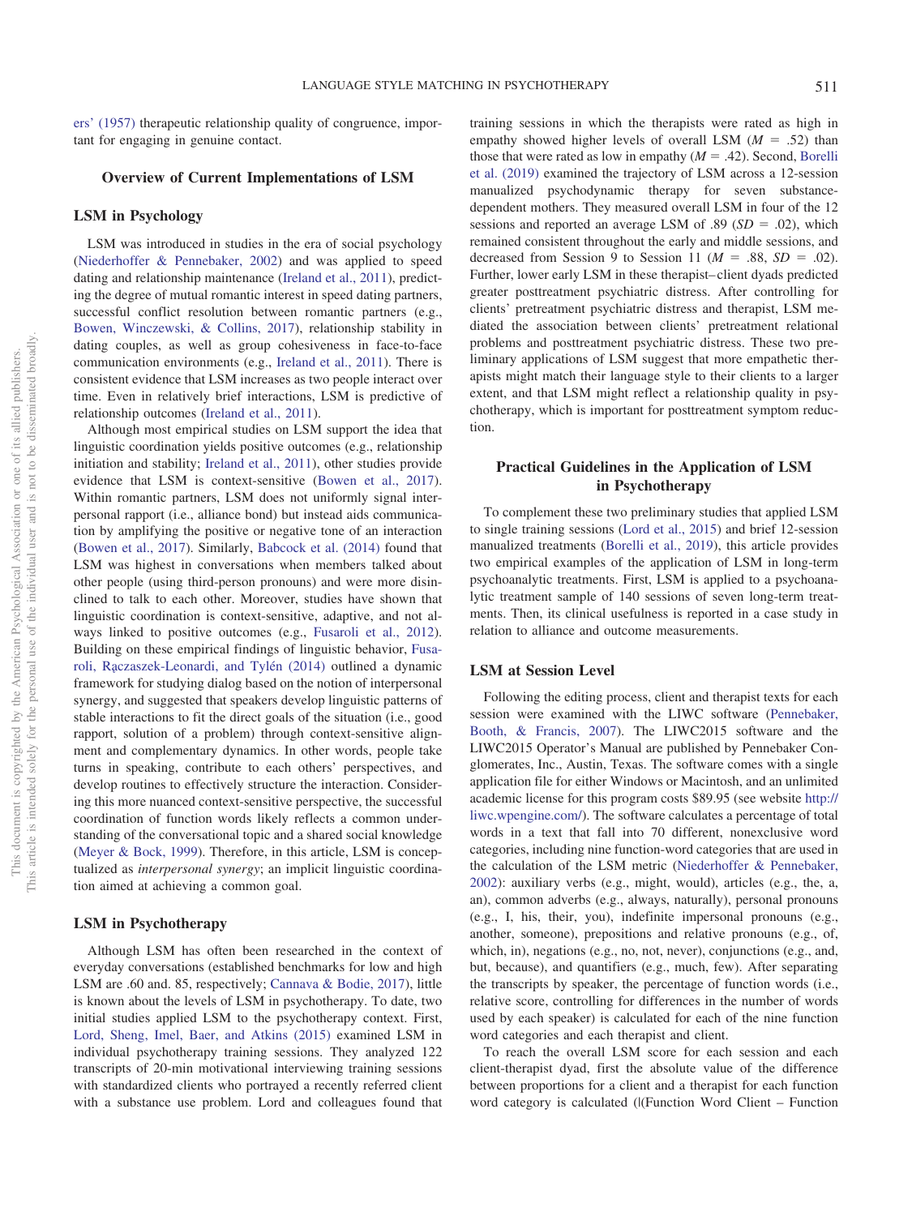ers' (1957) therapeutic relationship quality of congruence, important for engaging in genuine contact.

## Overview of Current Implementations of LSM

### LSM in Psychology

LSM was introduced in studies in the era of social psychology (Niederhoffer & Pennebaker, 2002) and was applied to speed dating and relationship maintenance (Ireland et al., 2011), predicting the degree of mutual romantic interest in speed dating partners, successful conflict resolution between romantic partners (e.g., Bowen, Winczewski, & Collins, 2017), relationship stability in dating couples, as well as group cohesiveness in face-to-face communication environments (e.g., Ireland et al., 2011). There is consistent evidence that LSM increases as two people interact over time. Even in relatively brief interactions, LSM is predictive of relationship outcomes (Ireland et al., 2011).

Although most empirical studies on LSM support the idea that linguistic coordination yields positive outcomes (e.g., relationship initiation and stability; Ireland et al., 2011), other studies provide evidence that LSM is context-sensitive (Bowen et al., 2017). Within romantic partners, LSM does not uniformly signal interpersonal rapport (i.e., alliance bond) but instead aids communication by amplifying the positive or negative tone of an interaction (Bowen et al., 2017). Similarly, Babcock et al. (2014) found that LSM was highest in conversations when members talked about other people (using third-person pronouns) and were more disinclined to talk to each other. Moreover, studies have shown that linguistic coordination is context-sensitive, adaptive, and not always linked to positive outcomes (e.g., Fusaroli et al., 2012). Building on these empirical findings of linguistic behavior, Fusaroli, Rączaszek-Leonardi, and Tylén (2014) outlined a dynamic framework for studying dialog based on the notion of interpersonal synergy, and suggested that speakers develop linguistic patterns of stable interactions to fit the direct goals of the situation (i.e., good rapport, solution of a problem) through context-sensitive alignment and complementary dynamics. In other words, people take turns in speaking, contribute to each others' perspectives, and develop routines to effectively structure the interaction. Considering this more nuanced context-sensitive perspective, the successful coordination of function words likely reflects a common understanding of the conversational topic and a shared social knowledge (Meyer & Bock, 1999). Therefore, in this article, LSM is conceptualized as *interpersonal synergy*; an implicit linguistic coordination aimed at achieving a common goal.

### LSM in Psychotherapy

Although LSM has often been researched in the context of everyday conversations (established benchmarks for low and high LSM are .60 and. 85, respectively; Cannava & Bodie, 2017), little is known about the levels of LSM in psychotherapy. To date, two initial studies applied LSM to the psychotherapy context. First, Lord, Sheng, Imel, Baer, and Atkins (2015) examined LSM in individual psychotherapy training sessions. They analyzed 122 transcripts of 20-min motivational interviewing training sessions with standardized clients who portrayed a recently referred client with a substance use problem. Lord and colleagues found that training sessions in which the therapists were rated as high in empathy showed higher levels of overall LSM ($M$ = .52) than those that were rated as low in empathy ($M$ = .42). Second, Borelli et al. (2019) examined the trajectory of LSM across a 12-session manualized psychodynamic therapy for seven substance-dependent mothers. They measured overall LSM in four of the 12 sessions and reported an average LSM of .89 ($SD$ = .02), which remained consistent throughout the early and middle sessions, and decreased from Session 9 to Session 11 ($M$ = .88, $SD$ = .02). Further, lower early LSM in these therapist–client dyads predicted greater posttreatment psychiatric distress. After controlling for clients' pretreatment psychiatric distress and therapist, LSM mediated the association between clients' pretreatment relational problems and posttreatment psychiatric distress. These two preliminary applications of LSM suggest that more empathetic therapists might match their language style to their clients to a larger extent, and that LSM might reflect a relationship quality in psychotherapy, which is important for posttreatment symptom reduction.

## Practical Guidelines in the Application of LSM in Psychotherapy

To complement these two preliminary studies that applied LSM to single training sessions (Lord et al., 2015) and brief 12-session manualized treatments (Borelli et al., 2019), this article provides two empirical examples of the application of LSM in long-term psychoanalytic treatments. First, LSM is applied to a psychoanalytic treatment sample of 140 sessions of seven long-term treatments. Then, its clinical usefulness is reported in a case study in relation to alliance and outcome measurements.

### LSM at Session Level

Following the editing process, client and therapist texts for each session were examined with the LIWC software (Pennebaker, Booth, & Francis, 2007). The LIWC2015 software and the LIWC2015 Operator's Manual are published by Pennebaker Conglomerates, Inc., Austin, Texas. The software comes with a single application file for either Windows or Macintosh, and an unlimited academic license for this program costs $89.95 (see website http://liwc.wpengine.com/). The software calculates a percentage of total words in a text that fall into 70 different, nonexclusive word categories, including nine function-word categories that are used in the calculation of the LSM metric (Niederhoffer & Pennebaker, 2002): auxiliary verbs (e.g., might, would), articles (e.g., the, a, an), common adverbs (e.g., always, naturally), personal pronouns (e.g., I, his, their, you), indefinite impersonal pronouns (e.g., another, someone), prepositions and relative pronouns (e.g., of, which, in), negations (e.g., no, not, never), conjunctions (e.g., and, but, because), and quantifiers (e.g., much, few). After separating the transcripts by speaker, the percentage of function words (i.e., relative score, controlling for differences in the number of words used by each speaker) is calculated for each of the nine function word categories and each therapist and client.

To reach the overall LSM score for each session and each client-therapist dyad, first the absolute value of the difference between proportions for a client and a therapist for each function word category is calculated (|(Function Word Client – Function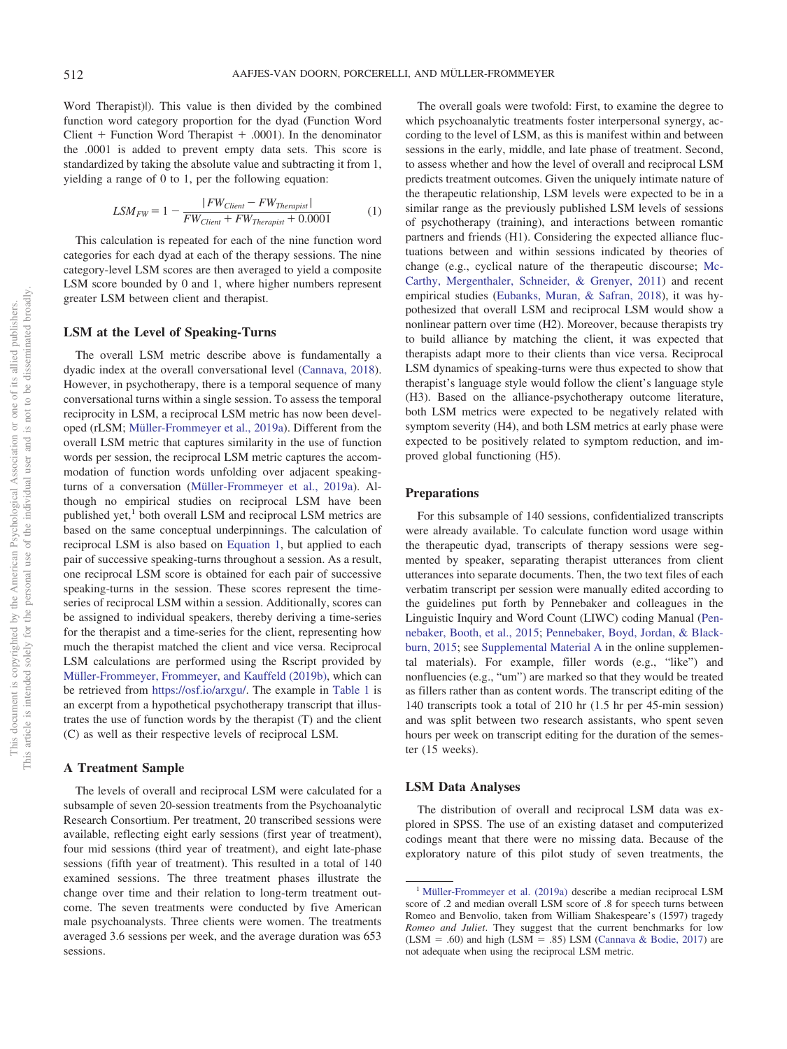Word Therapist)|). This value is then divided by the combined function word category proportion for the dyad (Function Word Client + Function Word Therapist + .0001). In the denominator the .0001 is added to prevent empty data sets. This score is standardized by taking the absolute value and subtracting it from 1, yielding a range of 0 to 1, per the following equation:

$$LSM_{FW} = 1 - \frac{|FW_{Client} - FW_{Therapist}|}{FW_{Client} + FW_{Therapist} + 0.0001} \tag{1}$$

This calculation is repeated for each of the nine function word categories for each dyad at each of the therapy sessions. The nine category-level LSM scores are then averaged to yield a composite LSM score bounded by 0 and 1, where higher numbers represent greater LSM between client and therapist.

### LSM at the Level of Speaking-Turns

The overall LSM metric describe above is fundamentally a dyadic index at the overall conversational level (Cannava, 2018). However, in psychotherapy, there is a temporal sequence of many conversational turns within a single session. To assess the temporal reciprocity in LSM, a reciprocal LSM metric has now been developed (rLSM; Müller-Frommeyer et al., 2019a). Different from the overall LSM metric that captures similarity in the use of function words per session, the reciprocal LSM metric captures the accommodation of function words unfolding over adjacent speaking-turns of a conversation (Müller-Frommeyer et al., 2019a). Although no empirical studies on reciprocal LSM have been published yet,[1] both overall LSM and reciprocal LSM metrics are based on the same conceptual underpinnings. The calculation of reciprocal LSM is also based on Equation 1, but applied to each pair of successive speaking-turns throughout a session. As a result, one reciprocal LSM score is obtained for each pair of successive speaking-turns in the session. These scores represent the time-series of reciprocal LSM within a session. Additionally, scores can be assigned to individual speakers, thereby deriving a time-series for the therapist and a time-series for the client, representing how much the therapist matched the client and vice versa. Reciprocal LSM calculations are performed using the Rscript provided by Müller-Frommeyer, Frommeyer, and Kauffeld (2019b), which can be retrieved from https://osf.io/arxgu/. The example in Table 1 is an excerpt from a hypothetical psychotherapy transcript that illustrates the use of function words by the therapist (T) and the client (C) as well as their respective levels of reciprocal LSM.

### A Treatment Sample

The levels of overall and reciprocal LSM were calculated for a subsample of seven 20-session treatments from the Psychoanalytic Research Consortium. Per treatment, 20 transcribed sessions were available, reflecting eight early sessions (first year of treatment), four mid sessions (third year of treatment), and eight late-phase sessions (fifth year of treatment). This resulted in a total of 140 examined sessions. The three treatment phases illustrate the change over time and their relation to long-term treatment outcome. The seven treatments were conducted by five American male psychoanalysts. Three clients were women. The treatments averaged 3.6 sessions per week, and the average duration was 653 sessions.

The overall goals were twofold: First, to examine the degree to which psychoanalytic treatments foster interpersonal synergy, according to the level of LSM, as this is manifest within and between sessions in the early, middle, and late phase of treatment. Second, to assess whether and how the level of overall and reciprocal LSM predicts treatment outcomes. Given the uniquely intimate nature of the therapeutic relationship, LSM levels were expected to be in a similar range as the previously published LSM levels of sessions of psychotherapy (training), and interactions between romantic partners and friends (H1). Considering the expected alliance fluctuations between and within sessions indicated by theories of change (e.g., cyclical nature of the therapeutic discourse; McCarthy, Mergenthaler, Schneider, & Grenyer, 2011) and recent empirical studies (Eubanks, Muran, & Safran, 2018), it was hypothesized that overall LSM and reciprocal LSM would show a nonlinear pattern over time (H2). Moreover, because therapists try to build alliance by matching the client, it was expected that therapists adapt more to their clients than vice versa. Reciprocal LSM dynamics of speaking-turns were thus expected to show that therapist's language style would follow the client's language style (H3). Based on the alliance-psychotherapy outcome literature, both LSM metrics were expected to be negatively related with symptom severity (H4), and both LSM metrics at early phase were expected to be positively related to symptom reduction, and improved global functioning (H5).

### Preparations

For this subsample of 140 sessions, confidentialized transcripts were already available. To calculate function word usage within the therapeutic dyad, transcripts of therapy sessions were segmented by speaker, separating therapist utterances from client utterances into separate documents. Then, the two text files of each verbatim transcript per session were manually edited according to the guidelines put forth by Pennebaker and colleagues in the Linguistic Inquiry and Word Count (LIWC) coding Manual (Pennebaker, Booth, et al., 2015; Pennebaker, Boyd, Jordan, & Blackburn, 2015; see Supplemental Material A in the online supplemental materials). For example, filler words (e.g., "like") and nonfluencies (e.g., "um") are marked so that they would be treated as fillers rather than as content words. The transcript editing of the 140 transcripts took a total of 210 hr (1.5 hr per 45-min session) and was split between two research assistants, who spent seven hours per week on transcript editing for the duration of the semester (15 weeks).

### LSM Data Analyses

The distribution of overall and reciprocal LSM data was explored in SPSS. The use of an existing dataset and computerized codings meant that there were no missing data. Because of the exploratory nature of this pilot study of seven treatments, the

[1] Müller-Frommeyer et al. (2019a) describe a median reciprocal LSM score of .2 and median overall LSM score of .8 for speech turns between Romeo and Benvolio, taken from William Shakespeare's (1597) tragedy *Romeo and Juliet*. They suggest that the current benchmarks for low (LSM = .60) and high (LSM = .85) LSM (Cannava & Bodie, 2017) are not adequate when using the reciprocal LSM metric.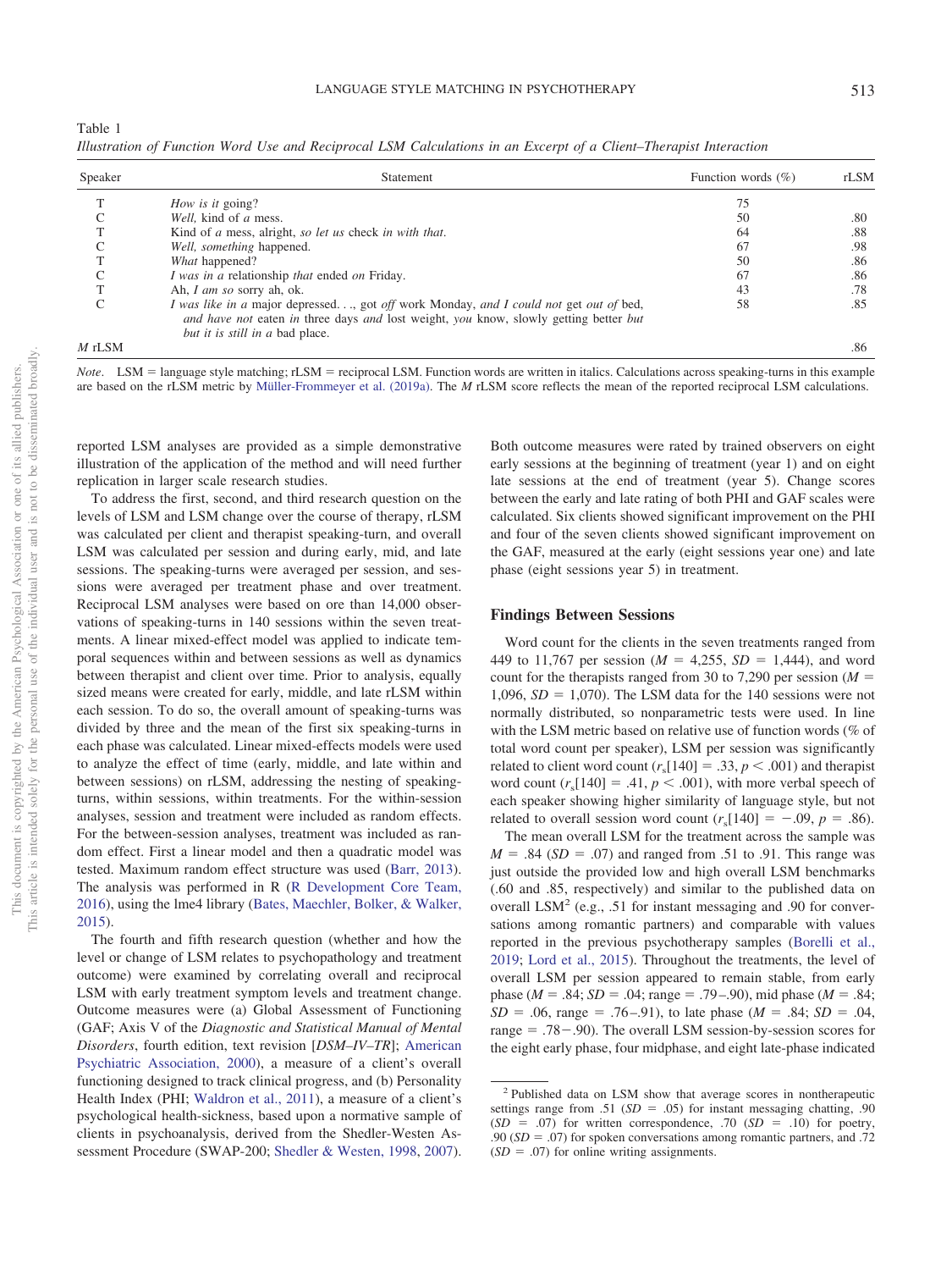Table 1

*Illustration of Function Word Use and Reciprocal LSM Calculations in an Excerpt of a Client–Therapist Interaction*

| Speaker | Statement | Function words (%) | rLSM |
|---|---|---|---|
| T | *How is it* going? | 75 | |
| C | *Well,* kind *of a* mess. | 50 | .80 |
| T | Kind of *a* mess, alright, *so let us* check *in with that*. | 64 | .88 |
| C | *Well, something* happened. | 67 | .98 |
| T | *What* happened? | 50 | .86 |
| C | *I was in a* relationship *that* ended *on* Friday. | 67 | .86 |
| T | Ah, *I am so* sorry ah, ok. | 43 | .78 |
| C | *I was like in a* major depressed. . ., got *off* work Monday, *and I could not* get *out of* bed, *and have not* eaten *in* three days *and* lost weight, *you* know, slowly getting better *but* *but it is* still *in a* bad place. | 58 | .85 |
| *M* rLSM | | | .86 |

*Note*. LSM = language style matching; rLSM = reciprocal LSM. Function words are written in italics. Calculations across speaking-turns in this example are based on the rLSM metric by Müller-Frommeyer et al. (2019a). The *M* rLSM score reflects the mean of the reported reciprocal LSM calculations.

reported LSM analyses are provided as a simple demonstrative illustration of the application of the method and will need further replication in larger scale research studies.

To address the first, second, and third research question on the levels of LSM and LSM change over the course of therapy, rLSM was calculated per client and therapist speaking-turn, and overall LSM was calculated per session and during early, mid, and late sessions. The speaking-turns were averaged per session, and sessions were averaged per treatment phase and over treatment. Reciprocal LSM analyses were based on ore than 14,000 observations of speaking-turns in 140 sessions within the seven treatments. A linear mixed-effect model was applied to indicate temporal sequences within and between sessions as well as dynamics between therapist and client over time. Prior to analysis, equally sized means were created for early, middle, and late rLSM within each session. To do so, the overall amount of speaking-turns was divided by three and the mean of the first six speaking-turns in each phase was calculated. Linear mixed-effects models were used to analyze the effect of time (early, middle, and late within and between sessions) on rLSM, addressing the nesting of speaking-turns, within sessions, within treatments. For the within-session analyses, session and treatment were included as random effects. For the between-session analyses, treatment was included as random effect. First a linear model and then a quadratic model was tested. Maximum random effect structure was used (Barr, 2013). The analysis was performed in R (R Development Core Team, 2016), using the lme4 library (Bates, Maechler, Bolker, & Walker, 2015).

The fourth and fifth research question (whether and how the level or change of LSM relates to psychopathology and treatment outcome) were examined by correlating overall and reciprocal LSM with early treatment symptom levels and treatment change. Outcome measures were (a) Global Assessment of Functioning (GAF; Axis V of the *Diagnostic and Statistical Manual of Mental Disorders*, fourth edition, text revision [*DSM–IV–TR*]; American Psychiatric Association, 2000), a measure of a client's overall functioning designed to track clinical progress, and (b) Personality Health Index (PHI; Waldron et al., 2011), a measure of a client's psychological health-sickness, based upon a normative sample of clients in psychoanalysis, derived from the Shedler-Westen Assessment Procedure (SWAP-200; Shedler & Westen, 1998, 2007). Both outcome measures were rated by trained observers on eight early sessions at the beginning of treatment (year 1) and on eight late sessions at the end of treatment (year 5). Change scores between the early and late rating of both PHI and GAF scales were calculated. Six clients showed significant improvement on the PHI and four of the seven clients showed significant improvement on the GAF, measured at the early (eight sessions year one) and late phase (eight sessions year 5) in treatment.

## Findings Between Sessions

Word count for the clients in the seven treatments ranged from 449 to 11,767 per session ($M$ = 4,255, $SD$ = 1,444), and word count for the therapists ranged from 30 to 7,290 per session ($M$ = 1,096, $SD$ = 1,070). The LSM data for the 140 sessions were not normally distributed, so nonparametric tests were used. In line with the LSM metric based on relative use of function words (% of total word count per speaker), LSM per session was significantly related to client word count ($r_s[140] = .33$, $p < .001$) and therapist word count ($r_s[140] = .41$, $p < .001$), with more verbal speech of each speaker showing higher similarity of language style, but not related to overall session word count ($r_s[140] = -.09$, $p = .86$).

The mean overall LSM for the treatment across the sample was $M$ = .84 ($SD$ = .07) and ranged from .51 to .91. This range was just outside the provided low and high overall LSM benchmarks (.60 and .85, respectively) and similar to the published data on overall LSM[2] (e.g., .51 for instant messaging and .90 for conversations among romantic partners) and comparable with values reported in the previous psychotherapy samples (Borelli et al., 2019; Lord et al., 2015). Throughout the treatments, the level of overall LSM per session appeared to remain stable, from early phase ($M$ = .84; $SD$ = .04; range = .79–.90), mid phase ($M$ = .84; $SD$ = .06, range = .76–.91), to late phase ($M$ = .84; $SD$ = .04, range = .78−.90). The overall LSM session-by-session scores for the eight early phase, four midphase, and eight late-phase indicated

[2] Published data on LSM show that average scores in nontherapeutic settings range from .51 ($SD$ = .05) for instant messaging chatting, .90 ($SD$ = .07) for written correspondence, .70 ($SD$ = .10) for poetry, .90 ($SD$ = .07) for spoken conversations among romantic partners, and .72 ($SD$ = .07) for online writing assignments.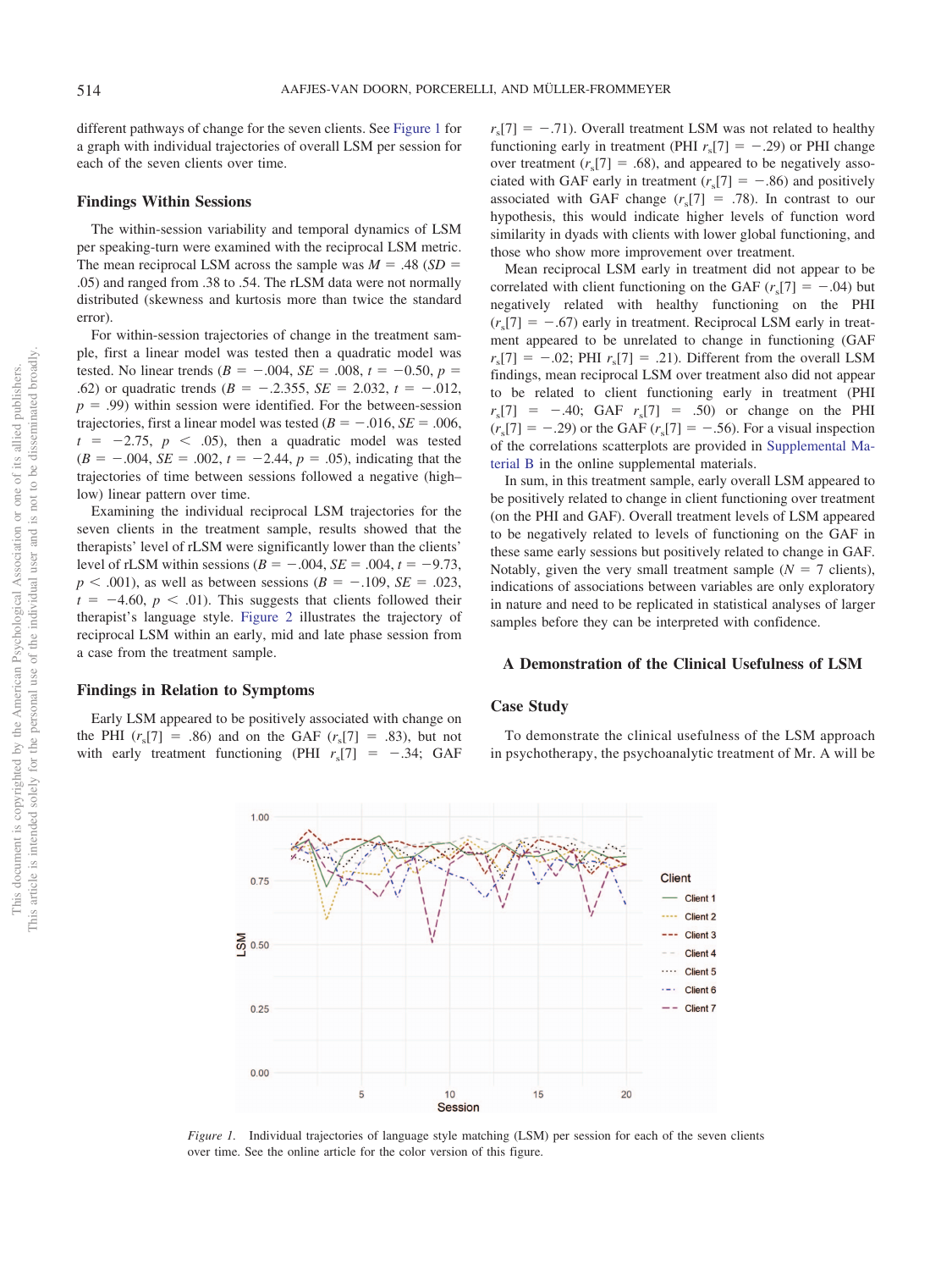different pathways of change for the seven clients. See Figure 1 for a graph with individual trajectories of overall LSM per session for each of the seven clients over time.

### Findings Within Sessions

The within-session variability and temporal dynamics of LSM per speaking-turn were examined with the reciprocal LSM metric. The mean reciprocal LSM across the sample was $M = .48$ ($SD = .05$) and ranged from .38 to .54. The rLSM data were not normally distributed (skewness and kurtosis more than twice the standard error).

For within-session trajectories of change in the treatment sample, first a linear model was tested then a quadratic model was tested. No linear trends ($B = -.004$, $SE = .008$, $t = -0.50$, $p = .62$) or quadratic trends ($B = -2.355$, $SE = 2.032$, $t = -.012$, $p = .99$) within session were identified. For the between-session trajectories, first a linear model was tested ($B = -.016$, $SE = .006$, $t = -2.75$, $p < .05$), then a quadratic model was tested ($B = -.004$, $SE = .002$, $t = -2.44$, $p = .05$), indicating that the trajectories of time between sessions followed a negative (high–low) linear pattern over time.

Examining the individual reciprocal LSM trajectories for the seven clients in the treatment sample, results showed that the therapists' level of rLSM were significantly lower than the clients' level of rLSM within sessions ($B = -.004$, $SE = .004$, $t = -9.73$, $p < .001$), as well as between sessions ($B = -.109$, $SE = .023$, $t = -4.60$, $p < .01$). This suggests that clients followed their therapist's language style. Figure 2 illustrates the trajectory of reciprocal LSM within an early, mid and late phase session from a case from the treatment sample.

### Findings in Relation to Symptoms

Early LSM appeared to be positively associated with change on the PHI ($r_s[7] = .86$) and on the GAF ($r_s[7] = .83$), but not with early treatment functioning (PHI $r_s[7] = -.34$; GAF $r_s[7] = -.71$). Overall treatment LSM was not related to healthy functioning early in treatment (PHI $r_s[7] = -.29$) or PHI change over treatment ($r_s[7] = .68$), and appeared to be negatively associated with GAF early in treatment ($r_s[7] = -.86$) and positively associated with GAF change ($r_s[7] = .78$). In contrast to our hypothesis, this would indicate higher levels of function word similarity in dyads with clients with lower global functioning, and those who show more improvement over treatment.

Mean reciprocal LSM early in treatment did not appear to be correlated with client functioning on the GAF ($r_s[7] = -.04$) but negatively related with healthy functioning on the PHI ($r_s[7] = -.67$) early in treatment. Reciprocal LSM early in treatment appeared to be unrelated to change in functioning (GAF $r_s[7] = -.02$; PHI $r_s[7] = .21$). Different from the overall LSM findings, mean reciprocal LSM over treatment also did not appear to be related to client functioning early in treatment (PHI $r_s[7] = -.40$; GAF $r_s[7] = .50$) or change on the PHI ($r_s[7] = -.29$) or the GAF ($r_s[7] = -.56$). For a visual inspection of the correlations scatterplots are provided in Supplemental Material B in the online supplemental materials.

In sum, in this treatment sample, early overall LSM appeared to be positively related to change in client functioning over treatment (on the PHI and GAF). Overall treatment levels of LSM appeared to be negatively related to levels of functioning on the GAF in these same early sessions but positively related to change in GAF. Notably, given the very small treatment sample ($N = 7$ clients), indications of associations between variables are only exploratory in nature and need to be replicated in statistical analyses of larger samples before they can be interpreted with confidence.

## A Demonstration of the Clinical Usefulness of LSM

### Case Study

To demonstrate the clinical usefulness of the LSM approach in psychotherapy, the psychoanalytic treatment of Mr. A will be

*Figure 1.* Individual trajectories of language style matching (LSM) per session for each of the seven clients over time. See the online article for the color version of this figure.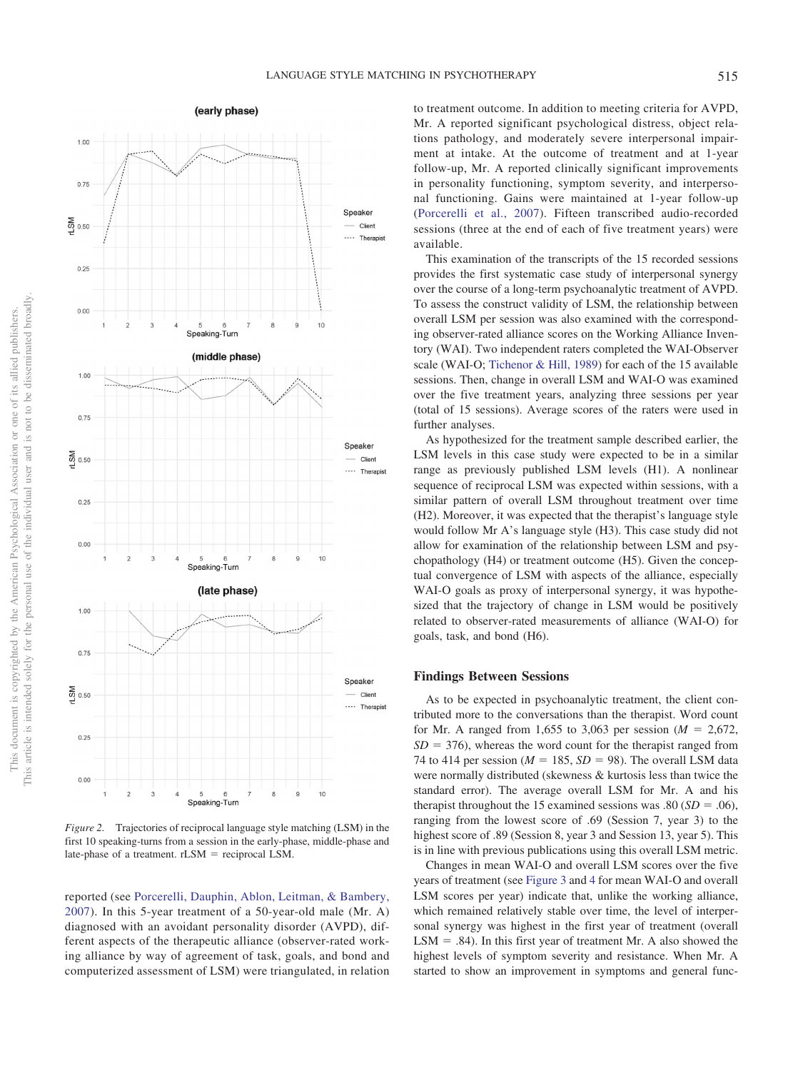*Figure 2.* Trajectories of reciprocal language style matching (LSM) in the first 10 speaking-turns from a session in the early-phase, middle-phase and late-phase of a treatment. rLSM = reciprocal LSM.

reported (see Porcerelli, Dauphin, Ablon, Leitman, & Bambery, 2007). In this 5-year treatment of a 50-year-old male (Mr. A) diagnosed with an avoidant personality disorder (AVPD), different aspects of the therapeutic alliance (observer-rated working alliance by way of agreement of task, goals, and bond and computerized assessment of LSM) were triangulated, in relation to treatment outcome. In addition to meeting criteria for AVPD, Mr. A reported significant psychological distress, object relations pathology, and moderately severe interpersonal impairment at intake. At the outcome of treatment and at 1-year follow-up, Mr. A reported clinically significant improvements in personality functioning, symptom severity, and interpersonal functioning. Gains were maintained at 1-year follow-up (Porcerelli et al., 2007). Fifteen transcribed audio-recorded sessions (three at the end of each of five treatment years) were available.

This examination of the transcripts of the 15 recorded sessions provides the first systematic case study of interpersonal synergy over the course of a long-term psychoanalytic treatment of AVPD. To assess the construct validity of LSM, the relationship between overall LSM per session was also examined with the corresponding observer-rated alliance scores on the Working Alliance Inventory (WAI). Two independent raters completed the WAI-Observer scale (WAI-O; Tichenor & Hill, 1989) for each of the 15 available sessions. Then, change in overall LSM and WAI-O was examined over the five treatment years, analyzing three sessions per year (total of 15 sessions). Average scores of the raters were used in further analyses.

As hypothesized for the treatment sample described earlier, the LSM levels in this case study were expected to be in a similar range as previously published LSM levels (H1). A nonlinear sequence of reciprocal LSM was expected within sessions, with a similar pattern of overall LSM throughout treatment over time (H2). Moreover, it was expected that the therapist's language style would follow Mr A's language style (H3). This case study did not allow for examination of the relationship between LSM and psychopathology (H4) or treatment outcome (H5). Given the conceptual convergence of LSM with aspects of the alliance, especially WAI-O goals as proxy of interpersonal synergy, it was hypothesized that the trajectory of change in LSM would be positively related to observer-rated measurements of alliance (WAI-O) for goals, task, and bond (H6).

## Findings Between Sessions

As to be expected in psychoanalytic treatment, the client contributed more to the conversations than the therapist. Word count for Mr. A ranged from 1,655 to 3,063 per session ($M$ = 2,672, $SD$ = 376), whereas the word count for the therapist ranged from 74 to 414 per session ($M$ = 185, $SD$ = 98). The overall LSM data were normally distributed (skewness & kurtosis less than twice the standard error). The average overall LSM for Mr. A and his therapist throughout the 15 examined sessions was .80 ($SD$ = .06), ranging from the lowest score of .69 (Session 7, year 3) to the highest score of .89 (Session 8, year 3 and Session 13, year 5). This is in line with previous publications using this overall LSM metric.

Changes in mean WAI-O and overall LSM scores over the five years of treatment (see Figure 3 and 4 for mean WAI-O and overall LSM scores per year) indicate that, unlike the working alliance, which remained relatively stable over time, the level of interpersonal synergy was highest in the first year of treatment (overall LSM = .84). In this first year of treatment Mr. A also showed the highest levels of symptom severity and resistance. When Mr. A started to show an improvement in symptoms and general func-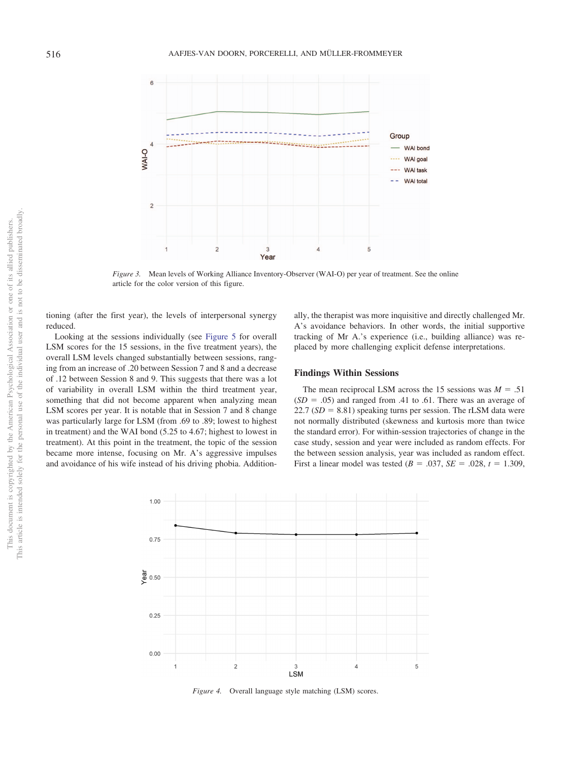Figure 3. Mean levels of Working Alliance Inventory-Observer (WAI-O) per year of treatment. See the online article for the color version of this figure.

tioning (after the first year), the levels of interpersonal synergy reduced.

Looking at the sessions individually (see Figure 5 for overall LSM scores for the 15 sessions, in the five treatment years), the overall LSM levels changed substantially between sessions, ranging from an increase of .20 between Session 7 and 8 and a decrease of .12 between Session 8 and 9. This suggests that there was a lot of variability in overall LSM within the third treatment year, something that did not become apparent when analyzing mean LSM scores per year. It is notable that in Session 7 and 8 change was particularly large for LSM (from .69 to .89; lowest to highest in treatment) and the WAI bond (5.25 to 4.67; highest to lowest in treatment). At this point in the treatment, the topic of the session became more intense, focusing on Mr. A's aggressive impulses and avoidance of his wife instead of his driving phobia. Additionally, the therapist was more inquisitive and directly challenged Mr. A's avoidance behaviors. In other words, the initial supportive tracking of Mr A.'s experience (i.e., building alliance) was replaced by more challenging explicit defense interpretations.

## Findings Within Sessions

The mean reciprocal LSM across the 15 sessions was $M = .51$ ($SD = .05$) and ranged from .41 to .61. There was an average of 22.7 ($SD = 8.81$) speaking turns per session. The rLSM data were not normally distributed (skewness and kurtosis more than twice the standard error). For within-session trajectories of change in the case study, session and year were included as random effects. For the between session analysis, year was included as random effect. First a linear model was tested ($B = .037$, $SE = .028$, $t = 1.309$,

Figure 4. Overall language style matching (LSM) scores.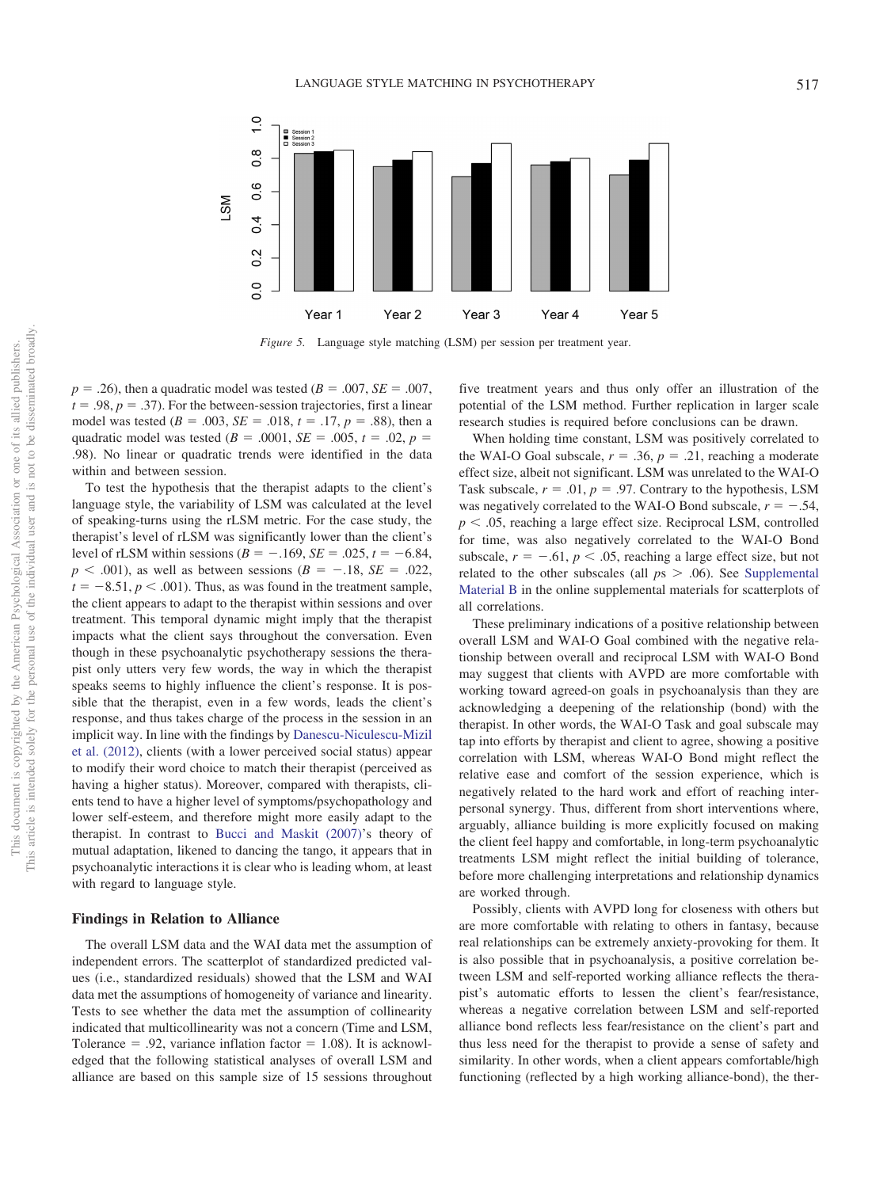*Figure 5.* Language style matching (LSM) per session per treatment year.

$p = .26$), then a quadratic model was tested ($B = .007$, $SE = .007$, $t = .98$, $p = .37$). For the between-session trajectories, first a linear model was tested ($B = .003$, $SE = .018$, $t = .17$, $p = .88$), then a quadratic model was tested ($B = .0001$, $SE = .005$, $t = .02$, $p = .98$). No linear or quadratic trends were identified in the data within and between session.

To test the hypothesis that the therapist adapts to the client's language style, the variability of LSM was calculated at the level of speaking-turns using the rLSM metric. For the case study, the therapist's level of rLSM was significantly lower than the client's level of rLSM within sessions ($B = -.169$, $SE = .025$, $t = -6.84$, $p < .001$), as well as between sessions ($B = -.18$, $SE = .022$, $t = -8.51$, $p < .001$). Thus, as was found in the treatment sample, the client appears to adapt to the therapist within sessions and over treatment. This temporal dynamic might imply that the therapist impacts what the client says throughout the conversation. Even though in these psychoanalytic psychotherapy sessions the therapist only utters very few words, the way in which the therapist speaks seems to highly influence the client's response. It is possible that the therapist, even in a few words, leads the client's response, and thus takes charge of the process in the session in an implicit way. In line with the findings by Danescu-Niculescu-Mizil et al. (2012), clients (with a lower perceived social status) appear to modify their word choice to match their therapist (perceived as having a higher status). Moreover, compared with therapists, clients tend to have a higher level of symptoms/psychopathology and lower self-esteem, and therefore might more easily adapt to the therapist. In contrast to Bucci and Maskit (2007)'s theory of mutual adaptation, likened to dancing the tango, it appears that in psychoanalytic interactions it is clear who is leading whom, at least with regard to language style.

## Findings in Relation to Alliance

The overall LSM data and the WAI data met the assumption of independent errors. The scatterplot of standardized predicted values (i.e., standardized residuals) showed that the LSM and WAI data met the assumptions of homogeneity of variance and linearity. Tests to see whether the data met the assumption of collinearity indicated that multicollinearity was not a concern (Time and LSM, Tolerance = .92, variance inflation factor = 1.08). It is acknowledged that the following statistical analyses of overall LSM and alliance are based on this sample size of 15 sessions throughout five treatment years and thus only offer an illustration of the potential of the LSM method. Further replication in larger scale research studies is required before conclusions can be drawn.

When holding time constant, LSM was positively correlated to the WAI-O Goal subscale, $r = .36$, $p = .21$, reaching a moderate effect size, albeit not significant. LSM was unrelated to the WAI-O Task subscale, $r = .01$, $p = .97$. Contrary to the hypothesis, LSM was negatively correlated to the WAI-O Bond subscale, $r = -.54$, $p < .05$, reaching a large effect size. Reciprocal LSM, controlled for time, was also negatively correlated to the WAI-O Bond subscale, $r = -.61$, $p < .05$, reaching a large effect size, but not related to the other subscales (all $ps > .06$). See Supplemental Material B in the online supplemental materials for scatterplots of all correlations.

These preliminary indications of a positive relationship between overall LSM and WAI-O Goal combined with the negative relationship between overall and reciprocal LSM with WAI-O Bond may suggest that clients with AVPD are more comfortable with working toward agreed-on goals in psychoanalysis than they are acknowledging a deepening of the relationship (bond) with the therapist. In other words, the WAI-O Task and goal subscale may tap into efforts by therapist and client to agree, showing a positive correlation with LSM, whereas WAI-O Bond might reflect the relative ease and comfort of the session experience, which is negatively related to the hard work and effort of reaching interpersonal synergy. Thus, different from short interventions where, arguably, alliance building is more explicitly focused on making the client feel happy and comfortable, in long-term psychoanalytic treatments LSM might reflect the initial building of tolerance, before more challenging interpretations and relationship dynamics are worked through.

Possibly, clients with AVPD long for closeness with others but are more comfortable with relating to others in fantasy, because real relationships can be extremely anxiety-provoking for them. It is also possible that in psychoanalysis, a positive correlation between LSM and self-reported working alliance reflects the therapist's automatic efforts to lessen the client's fear/resistance, whereas a negative correlation between LSM and self-reported alliance bond reflects less fear/resistance on the client's part and thus less need for the therapist to provide a sense of safety and similarity. In other words, when a client appears comfortable/high functioning (reflected by a high working alliance-bond), the ther-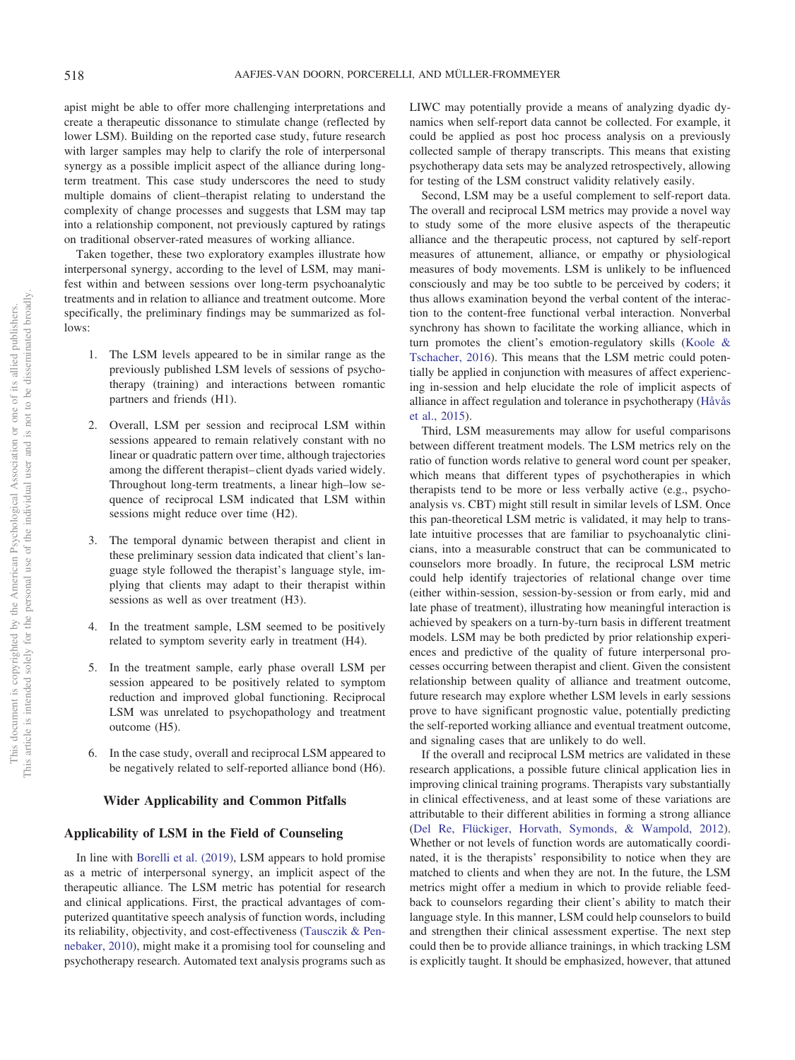apist might be able to offer more challenging interpretations and create a therapeutic dissonance to stimulate change (reflected by lower LSM). Building on the reported case study, future research with larger samples may help to clarify the role of interpersonal synergy as a possible implicit aspect of the alliance during long-term treatment. This case study underscores the need to study multiple domains of client–therapist relating to understand the complexity of change processes and suggests that LSM may tap into a relationship component, not previously captured by ratings on traditional observer-rated measures of working alliance.

Taken together, these two exploratory examples illustrate how interpersonal synergy, according to the level of LSM, may manifest within and between sessions over long-term psychoanalytic treatments and in relation to alliance and treatment outcome. More specifically, the preliminary findings may be summarized as follows:

1. The LSM levels appeared to be in similar range as the previously published LSM levels of sessions of psychotherapy (training) and interactions between romantic partners and friends (H1).

2. Overall, LSM per session and reciprocal LSM within sessions appeared to remain relatively constant with no linear or quadratic pattern over time, although trajectories among the different therapist–client dyads varied widely. Throughout long-term treatments, a linear high–low sequence of reciprocal LSM indicated that LSM within sessions might reduce over time (H2).

3. The temporal dynamic between therapist and client in these preliminary session data indicated that client's language style followed the therapist's language style, implying that clients may adapt to their therapist within sessions as well as over treatment (H3).

4. In the treatment sample, LSM seemed to be positively related to symptom severity early in treatment (H4).

5. In the treatment sample, early phase overall LSM per session appeared to be positively related to symptom reduction and improved global functioning. Reciprocal LSM was unrelated to psychopathology and treatment outcome (H5).

6. In the case study, overall and reciprocal LSM appeared to be negatively related to self-reported alliance bond (H6).

## Wider Applicability and Common Pitfalls

### Applicability of LSM in the Field of Counseling

In line with Borelli et al. (2019), LSM appears to hold promise as a metric of interpersonal synergy, an implicit aspect of the therapeutic alliance. The LSM metric has potential for research and clinical applications. First, the practical advantages of computerized quantitative speech analysis of function words, including its reliability, objectivity, and cost-effectiveness (Tausczik & Pennebaker, 2010), might make it a promising tool for counseling and psychotherapy research. Automated text analysis programs such as LIWC may potentially provide a means of analyzing dyadic dynamics when self-report data cannot be collected. For example, it could be applied as post hoc process analysis on a previously collected sample of therapy transcripts. This means that existing psychotherapy data sets may be analyzed retrospectively, allowing for testing of the LSM construct validity relatively easily.

Second, LSM may be a useful complement to self-report data. The overall and reciprocal LSM metrics may provide a novel way to study some of the more elusive aspects of the therapeutic alliance and the therapeutic process, not captured by self-report measures of attunement, alliance, or empathy or physiological measures of body movements. LSM is unlikely to be influenced consciously and may be too subtle to be perceived by coders; it thus allows examination beyond the verbal content of the interaction to the content-free functional verbal interaction. Nonverbal synchrony has shown to facilitate the working alliance, which in turn promotes the client's emotion-regulatory skills (Koole & Tschacher, 2016). This means that the LSM metric could potentially be applied in conjunction with measures of affect experiencing in-session and help elucidate the role of implicit aspects of alliance in affect regulation and tolerance in psychotherapy (Håvås et al., 2015).

Third, LSM measurements may allow for useful comparisons between different treatment models. The LSM metrics rely on the ratio of function words relative to general word count per speaker, which means that different types of psychotherapies in which therapists tend to be more or less verbally active (e.g., psychoanalysis vs. CBT) might still result in similar levels of LSM. Once this pan-theoretical LSM metric is validated, it may help to translate intuitive processes that are familiar to psychoanalytic clinicians, into a measurable construct that can be communicated to counselors more broadly. In future, the reciprocal LSM metric could help identify trajectories of relational change over time (either within-session, session-by-session or from early, mid and late phase of treatment), illustrating how meaningful interaction is achieved by speakers on a turn-by-turn basis in different treatment models. LSM may be both predicted by prior relationship experiences and predictive of the quality of future interpersonal processes occurring between therapist and client. Given the consistent relationship between quality of alliance and treatment outcome, future research may explore whether LSM levels in early sessions prove to have significant prognostic value, potentially predicting the self-reported working alliance and eventual treatment outcome, and signaling cases that are unlikely to do well.

If the overall and reciprocal LSM metrics are validated in these research applications, a possible future clinical application lies in improving clinical training programs. Therapists vary substantially in clinical effectiveness, and at least some of these variations are attributable to their different abilities in forming a strong alliance (Del Re, Flückiger, Horvath, Symonds, & Wampold, 2012). Whether or not levels of function words are automatically coordinated, it is the therapists' responsibility to notice when they are matched to clients and when they are not. In the future, the LSM metrics might offer a medium in which to provide reliable feedback to counselors regarding their client's ability to match their language style. In this manner, LSM could help counselors to build and strengthen their clinical assessment expertise. The next step could then be to provide alliance trainings, in which tracking LSM is explicitly taught. It should be emphasized, however, that attuned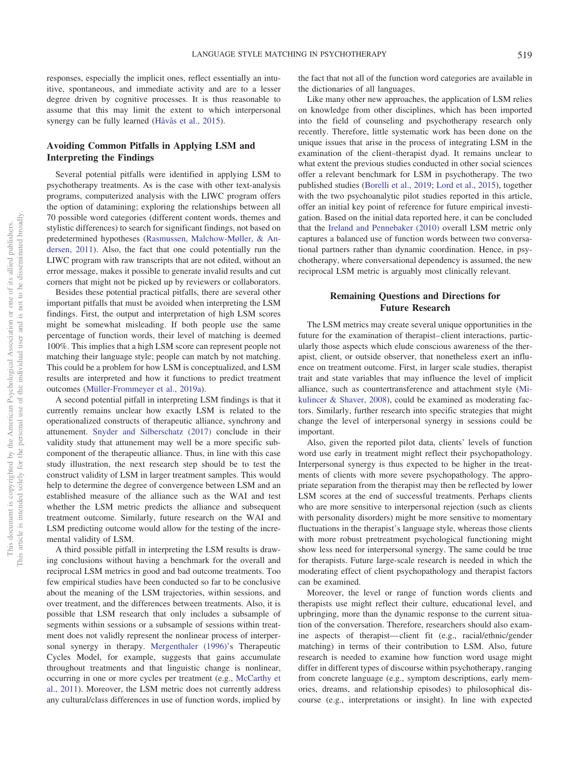responses, especially the implicit ones, reflect essentially an intuitive, spontaneous, and immediate activity and are to a lesser degree driven by cognitive processes. It is thus reasonable to assume that this may limit the extent to which interpersonal synergy can be fully learned (Håvås et al., 2015).

## Avoiding Common Pitfalls in Applying LSM and Interpreting the Findings

Several potential pitfalls were identified in applying LSM to psychotherapy treatments. As is the case with other text-analysis programs, computerized analysis with the LIWC program offers the option of datamining; exploring the relationships between all 70 possible word categories (different content words, themes and stylistic differences) to search for significant findings, not based on predetermined hypotheses (Rasmussen, Malchow-Møller, & Andersen, 2011). Also, the fact that one could potentially run the LIWC program with raw transcripts that are not edited, without an error message, makes it possible to generate invalid results and cut corners that might not be picked up by reviewers or collaborators.

Besides these potential practical pitfalls, there are several other important pitfalls that must be avoided when interpreting the LSM findings. First, the output and interpretation of high LSM scores might be somewhat misleading. If both people use the same percentage of function words, their level of matching is deemed 100%. This implies that a high LSM score can represent people not matching their language style; people can match by not matching. This could be a problem for how LSM is conceptualized, and LSM results are interpreted and how it functions to predict treatment outcomes (Müller-Frommeyer et al., 2019a).

A second potential pitfall in interpreting LSM findings is that it currently remains unclear how exactly LSM is related to the operationalized constructs of therapeutic alliance, synchrony and attunement. Snyder and Silberschatz (2017) conclude in their validity study that attunement may well be a more specific subcomponent of the therapeutic alliance. Thus, in line with this case study illustration, the next research step should be to test the construct validity of LSM in larger treatment samples. This would help to determine the degree of convergence between LSM and an established measure of the alliance such as the WAI and test whether the LSM metric predicts the alliance and subsequent treatment outcome. Similarly, future research on the WAI and LSM predicting outcome would allow for the testing of the incremental validity of LSM.

A third possible pitfall in interpreting the LSM results is drawing conclusions without having a benchmark for the overall and reciprocal LSM metrics in good and bad outcome treatments. Too few empirical studies have been conducted so far to be conclusive about the meaning of the LSM trajectories, within sessions, and over treatment, and the differences between treatments. Also, it is possible that LSM research that only includes a subsample of segments within sessions or a subsample of sessions within treatment does not validly represent the nonlinear process of interpersonal synergy in therapy. Mergenthaler (1996)'s Therapeutic Cycles Model, for example, suggests that gains accumulate throughout treatments and that linguistic change is nonlinear, occurring in one or more cycles per treatment (e.g., McCarthy et al., 2011). Moreover, the LSM metric does not currently address any cultural/class differences in use of function words, implied by the fact that not all of the function word categories are available in the dictionaries of all languages.

Like many other new approaches, the application of LSM relies on knowledge from other disciplines, which has been imported into the field of counseling and psychotherapy research only recently. Therefore, little systematic work has been done on the unique issues that arise in the process of integrating LSM in the examination of the client–therapist dyad. It remains unclear to what extent the previous studies conducted in other social sciences offer a relevant benchmark for LSM in psychotherapy. The two published studies (Borelli et al., 2019; Lord et al., 2015), together with the two psychoanalytic pilot studies reported in this article, offer an initial key point of reference for future empirical investigation. Based on the initial data reported here, it can be concluded that the Ireland and Pennebaker (2010) overall LSM metric only captures a balanced use of function words between two conversational partners rather than dynamic coordination. Hence, in psychotherapy, where conversational dependency is assumed, the new reciprocal LSM metric is arguably most clinically relevant.

## Remaining Questions and Directions for Future Research

The LSM metrics may create several unique opportunities in the future for the examination of therapist–client interactions, particularly those aspects which elude conscious awareness of the therapist, client, or outside observer, that nonetheless exert an influence on treatment outcome. First, in larger scale studies, therapist trait and state variables that may influence the level of implicit alliance, such as countertransference and attachment style (Mikulincer & Shaver, 2008), could be examined as moderating factors. Similarly, further research into specific strategies that might change the level of interpersonal synergy in sessions could be important.

Also, given the reported pilot data, clients' levels of function word use early in treatment might reflect their psychopathology. Interpersonal synergy is thus expected to be higher in the treatments of clients with more severe psychopathology. The appropriate separation from the therapist may then be reflected by lower LSM scores at the end of successful treatments. Perhaps clients who are more sensitive to interpersonal rejection (such as clients with personality disorders) might be more sensitive to momentary fluctuations in the therapist's language style, whereas those clients with more robust pretreatment psychological functioning might show less need for interpersonal synergy. The same could be true for therapists. Future large-scale research is needed in which the moderating effect of client psychopathology and therapist factors can be examined.

Moreover, the level or range of function words clients and therapists use might reflect their culture, educational level, and upbringing, more than the dynamic response to the current situation of the conversation. Therefore, researchers should also examine aspects of therapist—client fit (e.g., racial/ethnic/gender matching) in terms of their contribution to LSM. Also, future research is needed to examine how function word usage might differ in different types of discourse within psychotherapy, ranging from concrete language (e.g., symptom descriptions, early memories, dreams, and relationship episodes) to philosophical discourse (e.g., interpretations or insight). In line with expected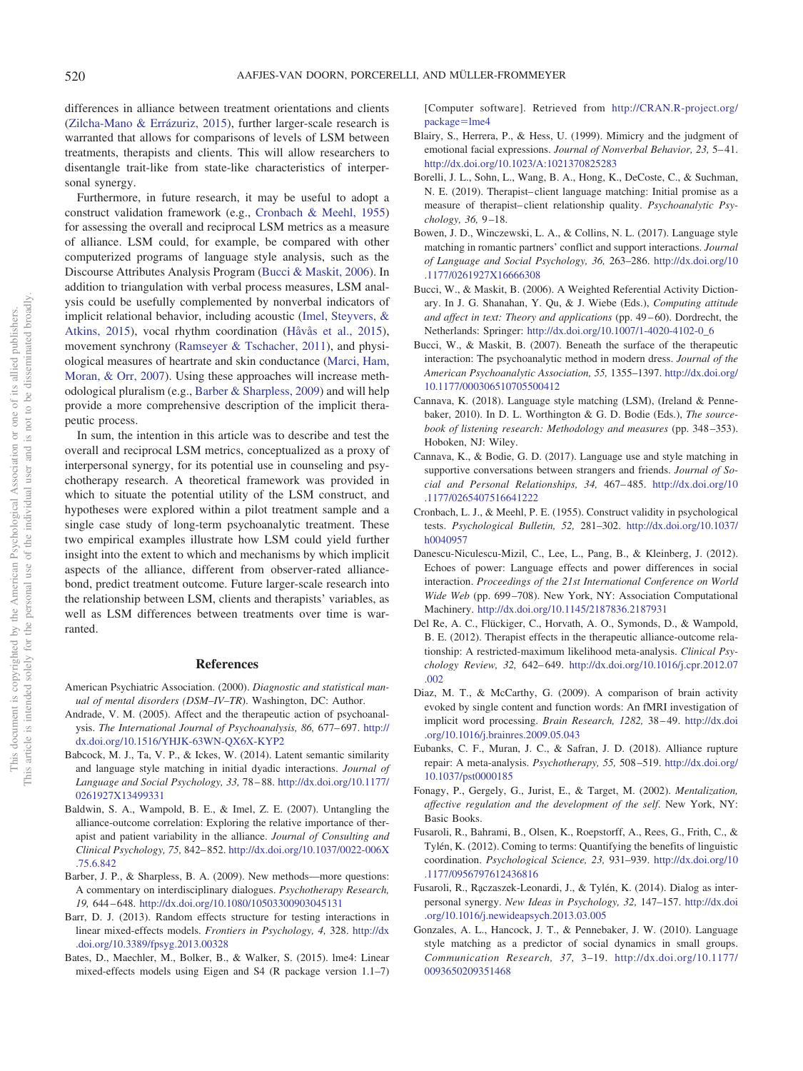differences in alliance between treatment orientations and clients (Zilcha-Mano & Errázuriz, 2015), further larger-scale research is warranted that allows for comparisons of levels of LSM between treatments, therapists and clients. This will allow researchers to disentangle trait-like from state-like characteristics of interpersonal synergy.

Furthermore, in future research, it may be useful to adopt a construct validation framework (e.g., Cronbach & Meehl, 1955) for assessing the overall and reciprocal LSM metrics as a measure of alliance. LSM could, for example, be compared with other computerized programs of language style analysis, such as the Discourse Attributes Analysis Program (Bucci & Maskit, 2006). In addition to triangulation with verbal process measures, LSM analysis could be usefully complemented by nonverbal indicators of implicit relational behavior, including acoustic (Imel, Steyvers, & Atkins, 2015), vocal rhythm coordination (Håvås et al., 2015), movement synchrony (Ramseyer & Tschacher, 2011), and physiological measures of heartrate and skin conductance (Marci, Ham, Moran, & Orr, 2007). Using these approaches will increase methodological pluralism (e.g., Barber & Sharpless, 2009) and will help provide a more comprehensive description of the implicit therapeutic process.

In sum, the intention in this article was to describe and test the overall and reciprocal LSM metrics, conceptualized as a proxy of interpersonal synergy, for its potential use in counseling and psychotherapy research. A theoretical framework was provided in which to situate the potential utility of the LSM construct, and hypotheses were explored within a pilot treatment sample and a single case study of long-term psychoanalytic treatment. These two empirical examples illustrate how LSM could yield further insight into the extent to which and mechanisms by which implicit aspects of the alliance, different from observer-rated alliance-bond, predict treatment outcome. Future larger-scale research into the relationship between LSM, clients and therapists' variables, as well as LSM differences between treatments over time is warranted.

## References

American Psychiatric Association. (2000). *Diagnostic and statistical manual of mental disorders (DSM–IV–TR)*. Washington, DC: Author.

Andrade, V. M. (2005). Affect and the therapeutic action of psychoanalysis. *The International Journal of Psychoanalysis, 86,* 677–697. http://dx.doi.org/10.1516/YHJK-63WN-QX6X-KYP2

Babcock, M. J., Ta, V. P., & Ickes, W. (2014). Latent semantic similarity and language style matching in initial dyadic interactions. *Journal of Language and Social Psychology, 33,* 78–88. http://dx.doi.org/10.1177/0261927X13499331

Baldwin, S. A., Wampold, B. E., & Imel, Z. E. (2007). Untangling the alliance-outcome correlation: Exploring the relative importance of therapist and patient variability in the alliance. *Journal of Consulting and Clinical Psychology, 75,* 842–852. http://dx.doi.org/10.1037/0022-006X.75.6.842

Barber, J. P., & Sharpless, B. A. (2009). New methods—more questions: A commentary on interdisciplinary dialogues. *Psychotherapy Research, 19,* 644–648. http://dx.doi.org/10.1080/10503300903045131

Barr, D. J. (2013). Random effects structure for testing interactions in linear mixed-effects models. *Frontiers in Psychology, 4,* 328. http://dx.doi.org/10.3389/fpsyg.2013.00328

Bates, D., Maechler, M., Bolker, B., & Walker, S. (2015). lme4: Linear mixed-effects models using Eigen and S4 (R package version 1.1–7) [Computer software]. Retrieved from http://CRAN.R-project.org/package=lme4

Blairy, S., Herrera, P., & Hess, U. (1999). Mimicry and the judgment of emotional facial expressions. *Journal of Nonverbal Behavior, 23,* 5–41. http://dx.doi.org/10.1023/A:1021370825283

Borelli, J. L., Sohn, L., Wang, B. A., Hong, K., DeCoste, C., & Suchman, N. E. (2019). Therapist–client language matching: Initial promise as a measure of therapist–client relationship quality. *Psychoanalytic Psychology, 36,* 9–18.

Bowen, J. D., Winczewski, L. A., & Collins, N. L. (2017). Language style matching in romantic partners' conflict and support interactions. *Journal of Language and Social Psychology, 36,* 263–286. http://dx.doi.org/10.1177/0261927X16666308

Bucci, W., & Maskit, B. (2006). A Weighted Referential Activity Dictionary. In J. G. Shanahan, Y. Qu, & J. Wiebe (Eds.), *Computing attitude and affect in text: Theory and applications* (pp. 49–60). Dordrecht, the Netherlands: Springer: http://dx.doi.org/10.1007/1-4020-4102-0_6

Bucci, W., & Maskit, B. (2007). Beneath the surface of the therapeutic interaction: The psychoanalytic method in modern dress. *Journal of the American Psychoanalytic Association, 55,* 1355–1397. http://dx.doi.org/10.1177/000306510705500412

Cannava, K. (2018). Language style matching (LSM), (Ireland & Pennebaker, 2010). In D. L. Worthington & G. D. Bodie (Eds.), *The sourcebook of listening research: Methodology and measures* (pp. 348–353). Hoboken, NJ: Wiley.

Cannava, K., & Bodie, G. D. (2017). Language use and style matching in supportive conversations between strangers and friends. *Journal of Social and Personal Relationships, 34,* 467–485. http://dx.doi.org/10.1177/0265407516641222

Cronbach, L. J., & Meehl, P. E. (1955). Construct validity in psychological tests. *Psychological Bulletin, 52,* 281–302. http://dx.doi.org/10.1037/h0040957

Danescu-Niculescu-Mizil, C., Lee, L., Pang, B., & Kleinberg, J. (2012). Echoes of power: Language effects and power differences in social interaction. *Proceedings of the 21st International Conference on World Wide Web* (pp. 699–708). New York, NY: Association Computational Machinery. http://dx.doi.org/10.1145/2187836.2187931

Del Re, A. C., Flückiger, C., Horvath, A. O., Symonds, D., & Wampold, B. E. (2012). Therapist effects in the therapeutic alliance-outcome relationship: A restricted-maximum likelihood meta-analysis. *Clinical Psychology Review, 32,* 642–649. http://dx.doi.org/10.1016/j.cpr.2012.07.002

Diaz, M. T., & McCarthy, G. (2009). A comparison of brain activity evoked by single content and function words: An fMRI investigation of implicit word processing. *Brain Research, 1282,* 38–49. http://dx.doi.org/10.1016/j.brainres.2009.05.043

Eubanks, C. F., Muran, J. C., & Safran, J. D. (2018). Alliance rupture repair: A meta-analysis. *Psychotherapy, 55,* 508–519. http://dx.doi.org/10.1037/pst0000185

Fonagy, P., Gergely, G., Jurist, E., & Target, M. (2002). *Mentalization, affective regulation and the development of the self*. New York, NY: Basic Books.

Fusaroli, R., Bahrami, B., Olsen, K., Roepstorff, A., Rees, G., Frith, C., & Tylén, K. (2012). Coming to terms: Quantifying the benefits of linguistic coordination. *Psychological Science, 23,* 931–939. http://dx.doi.org/10.1177/0956797612436816

Fusaroli, R., Rączaszek-Leonardi, J., & Tylén, K. (2014). Dialog as interpersonal synergy. *New Ideas in Psychology, 32,* 147–157. http://dx.doi.org/10.1016/j.newideapsych.2013.03.005

Gonzales, A. L., Hancock, J. T., & Pennebaker, J. W. (2010). Language style matching as a predictor of social dynamics in small groups. *Communication Research, 37,* 3–19. http://dx.doi.org/10.1177/0093650209351468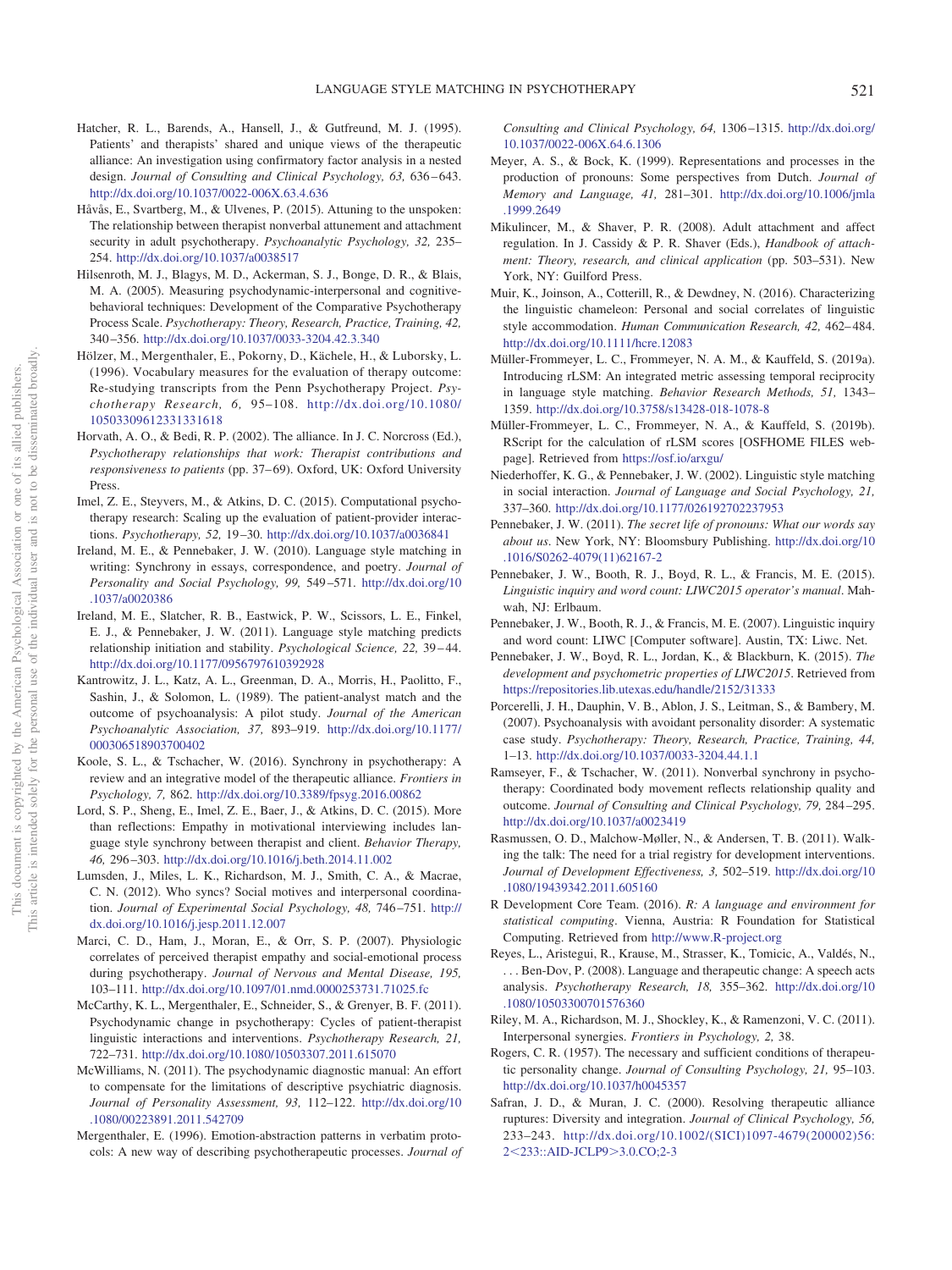Hatcher, R. L., Barends, A., Hansell, J., & Gutfreund, M. J. (1995). Patients' and therapists' shared and unique views of the therapeutic alliance: An investigation using confirmatory factor analysis in a nested design. *Journal of Consulting and Clinical Psychology, 63,* 636–643. http://dx.doi.org/10.1037/0022-006X.63.4.636

Håvås, E., Svartberg, M., & Ulvenes, P. (2015). Attuning to the unspoken: The relationship between therapist nonverbal attunement and attachment security in adult psychotherapy. *Psychoanalytic Psychology, 32,* 235–254. http://dx.doi.org/10.1037/a0038517

Hilsenroth, M. J., Blagys, M. D., Ackerman, S. J., Bonge, D. R., & Blais, M. A. (2005). Measuring psychodynamic-interpersonal and cognitive-behavioral techniques: Development of the Comparative Psychotherapy Process Scale. *Psychotherapy: Theory, Research, Practice, Training, 42,* 340–356. http://dx.doi.org/10.1037/0033-3204.42.3.340

Hölzer, M., Mergenthaler, E., Pokorny, D., Kächele, H., & Luborsky, L. (1996). Vocabulary measures for the evaluation of therapy outcome: Re-studying transcripts from the Penn Psychotherapy Project. *Psychotherapy Research, 6,* 95–108. http://dx.doi.org/10.1080/10503309612331331618

Horvath, A. O., & Bedi, R. P. (2002). The alliance. In J. C. Norcross (Ed.), *Psychotherapy relationships that work: Therapist contributions and responsiveness to patients* (pp. 37–69). Oxford, UK: Oxford University Press.

Imel, Z. E., Steyvers, M., & Atkins, D. C. (2015). Computational psychotherapy research: Scaling up the evaluation of patient-provider interactions. *Psychotherapy, 52,* 19–30. http://dx.doi.org/10.1037/a0036841

Ireland, M. E., & Pennebaker, J. W. (2010). Language style matching in writing: Synchrony in essays, correspondence, and poetry. *Journal of Personality and Social Psychology, 99,* 549–571. http://dx.doi.org/10.1037/a0020386

Ireland, M. E., Slatcher, R. B., Eastwick, P. W., Scissors, L. E., Finkel, E. J., & Pennebaker, J. W. (2011). Language style matching predicts relationship initiation and stability. *Psychological Science, 22,* 39–44. http://dx.doi.org/10.1177/0956797610392928

Kantrowitz, J. L., Katz, A. L., Greenman, D. A., Morris, H., Paolitto, F., Sashin, J., & Solomon, L. (1989). The patient-analyst match and the outcome of psychoanalysis: A pilot study. *Journal of the American Psychoanalytic Association, 37,* 893–919. http://dx.doi.org/10.1177/000306518903700402

Koole, S. L., & Tschacher, W. (2016). Synchrony in psychotherapy: A review and an integrative model of the therapeutic alliance. *Frontiers in Psychology, 7,* 862. http://dx.doi.org/10.3389/fpsyg.2016.00862

Lord, S. P., Sheng, E., Imel, Z. E., Baer, J., & Atkins, D. C. (2015). More than reflections: Empathy in motivational interviewing includes language style synchrony between therapist and client. *Behavior Therapy, 46,* 296–303. http://dx.doi.org/10.1016/j.beth.2014.11.002

Lumsden, J., Miles, L. K., Richardson, M. J., Smith, C. A., & Macrae, C. N. (2012). Who syncs? Social motives and interpersonal coordination. *Journal of Experimental Social Psychology, 48,* 746–751. http://dx.doi.org/10.1016/j.jesp.2011.12.007

Marci, C. D., Ham, J., Moran, E., & Orr, S. P. (2007). Physiologic correlates of perceived therapist empathy and social-emotional process during psychotherapy. *Journal of Nervous and Mental Disease, 195,* 103–111. http://dx.doi.org/10.1097/01.nmd.0000253731.71025.fc

McCarthy, K. L., Mergenthaler, E., Schneider, S., & Grenyer, B. F. (2011). Psychodynamic change in psychotherapy: Cycles of patient-therapist linguistic interactions and interventions. *Psychotherapy Research, 21,* 722–731. http://dx.doi.org/10.1080/10503307.2011.615070

McWilliams, N. (2011). The psychodynamic diagnostic manual: An effort to compensate for the limitations of descriptive psychiatric diagnosis. *Journal of Personality Assessment, 93,* 112–122. http://dx.doi.org/10.1080/00223891.2011.542709

Mergenthaler, E. (1996). Emotion-abstraction patterns in verbatim protocols: A new way of describing psychotherapeutic processes. *Journal of Consulting and Clinical Psychology, 64,* 1306–1315. http://dx.doi.org/10.1037/0022-006X.64.6.1306

Meyer, A. S., & Bock, K. (1999). Representations and processes in the production of pronouns: Some perspectives from Dutch. *Journal of Memory and Language, 41,* 281–301. http://dx.doi.org/10.1006/jmla.1999.2649

Mikulincer, M., & Shaver, P. R. (2008). Adult attachment and affect regulation. In J. Cassidy & P. R. Shaver (Eds.), *Handbook of attachment: Theory, research, and clinical application* (pp. 503–531). New York, NY: Guilford Press.

Muir, K., Joinson, A., Cotterill, R., & Dewdney, N. (2016). Characterizing the linguistic chameleon: Personal and social correlates of linguistic style accommodation. *Human Communication Research, 42,* 462–484. http://dx.doi.org/10.1111/hcre.12083

Müller-Frommeyer, L. C., Frommeyer, N. A. M., & Kauffeld, S. (2019a). Introducing rLSM: An integrated metric assessing temporal reciprocity in language style matching. *Behavior Research Methods, 51,* 1343–1359. http://dx.doi.org/10.3758/s13428-018-1078-8

Müller-Frommeyer, L. C., Frommeyer, N. A., & Kauffeld, S. (2019b). RScript for the calculation of rLSM scores [OSFHOME FILES webpage]. Retrieved from https://osf.io/arxgu/

Niederhoffer, K. G., & Pennebaker, J. W. (2002). Linguistic style matching in social interaction. *Journal of Language and Social Psychology, 21,* 337–360. http://dx.doi.org/10.1177/026192702237953

Pennebaker, J. W. (2011). *The secret life of pronouns: What our words say about us*. New York, NY: Bloomsbury Publishing. http://dx.doi.org/10.1016/S0262-4079(11)62167-2

Pennebaker, J. W., Booth, R. J., Boyd, R. L., & Francis, M. E. (2015). *Linguistic inquiry and word count: LIWC2015 operator's manual*. Mahwah, NJ: Erlbaum.

Pennebaker, J. W., Booth, R. J., & Francis, M. E. (2007). Linguistic inquiry and word count: LIWC [Computer software]. Austin, TX: Liwc. Net.

Pennebaker, J. W., Boyd, R. L., Jordan, K., & Blackburn, K. (2015). *The development and psychometric properties of LIWC2015*. Retrieved from https://repositories.lib.utexas.edu/handle/2152/31333

Porcerelli, J. H., Dauphin, V. B., Ablon, J. S., Leitman, S., & Bambery, M. (2007). Psychoanalysis with avoidant personality disorder: A systematic case study. *Psychotherapy: Theory, Research, Practice, Training, 44,* 1–13. http://dx.doi.org/10.1037/0033-3204.44.1.1

Ramseyer, F., & Tschacher, W. (2011). Nonverbal synchrony in psychotherapy: Coordinated body movement reflects relationship quality and outcome. *Journal of Consulting and Clinical Psychology, 79,* 284–295. http://dx.doi.org/10.1037/a0023419

Rasmussen, O. D., Malchow-Møller, N., & Andersen, T. B. (2011). Walking the talk: The need for a trial registry for development interventions. *Journal of Development Effectiveness, 3,* 502–519. http://dx.doi.org/10.1080/19439342.2011.605160

R Development Core Team. (2016). *R: A language and environment for statistical computing*. Vienna, Austria: R Foundation for Statistical Computing. Retrieved from http://www.R-project.org

Reyes, L., Aristegui, R., Krause, M., Strasser, K., Tomicic, A., Valdés, N., . . . Ben-Dov, P. (2008). Language and therapeutic change: A speech acts analysis. *Psychotherapy Research, 18,* 355–362. http://dx.doi.org/10.1080/10503300701576360

Riley, M. A., Richardson, M. J., Shockley, K., & Ramenzoni, V. C. (2011). Interpersonal synergies. *Frontiers in Psychology, 2,* 38.

Rogers, C. R. (1957). The necessary and sufficient conditions of therapeutic personality change. *Journal of Consulting Psychology, 21,* 95–103. http://dx.doi.org/10.1037/h0045357

Safran, J. D., & Muran, J. C. (2000). Resolving therapeutic alliance ruptures: Diversity and integration. *Journal of Clinical Psychology, 56,* 233–243. http://dx.doi.org/10.1002/(SICI)1097-4679(200002)56:2<233::AID-JCLP9>3.0.CO;2-3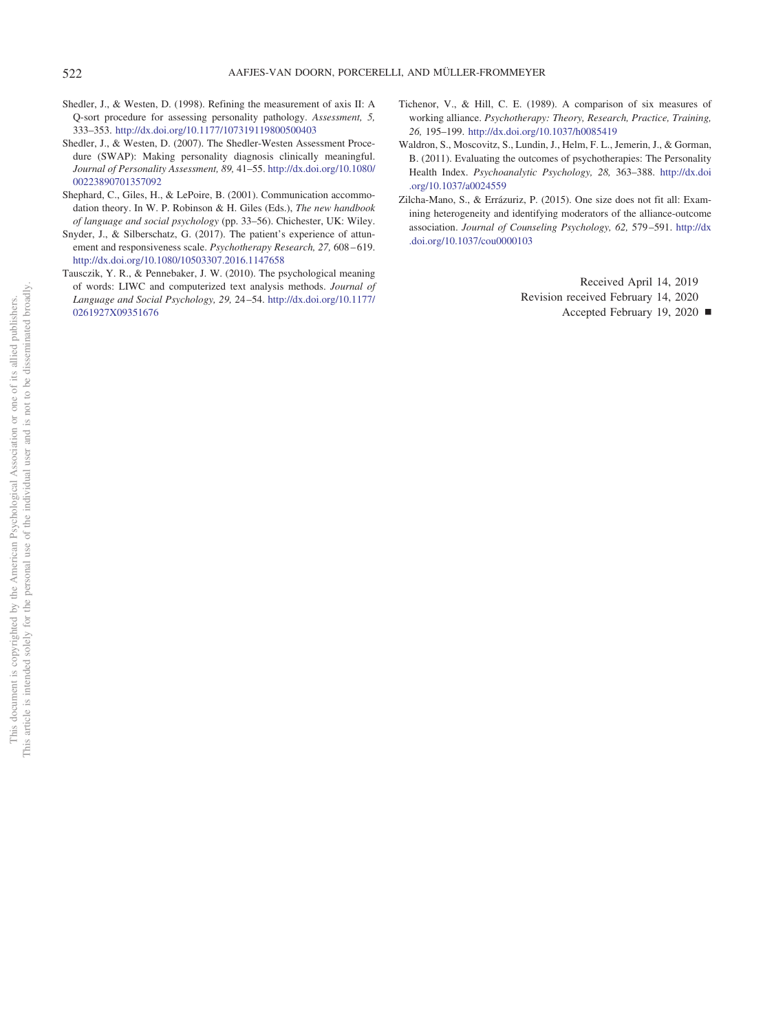Shedler, J., & Westen, D. (1998). Refining the measurement of axis II: A Q-sort procedure for assessing personality pathology. *Assessment, 5,* 333–353. http://dx.doi.org/10.1177/107319119800500403

Shedler, J., & Westen, D. (2007). The Shedler-Westen Assessment Procedure (SWAP): Making personality diagnosis clinically meaningful. *Journal of Personality Assessment, 89,* 41–55. http://dx.doi.org/10.1080/00223890701357092

Shephard, C., Giles, H., & LePoire, B. (2001). Communication accommodation theory. In W. P. Robinson & H. Giles (Eds.), *The new handbook of language and social psychology* (pp. 33–56). Chichester, UK: Wiley.

Snyder, J., & Silberschatz, G. (2017). The patient's experience of attunement and responsiveness scale. *Psychotherapy Research, 27,* 608–619. http://dx.doi.org/10.1080/10503307.2016.1147658

Tausczik, Y. R., & Pennebaker, J. W. (2010). The psychological meaning of words: LIWC and computerized text analysis methods. *Journal of Language and Social Psychology, 29,* 24–54. http://dx.doi.org/10.1177/0261927X09351676

Tichenor, V., & Hill, C. E. (1989). A comparison of six measures of working alliance. *Psychotherapy: Theory, Research, Practice, Training, 26,* 195–199. http://dx.doi.org/10.1037/h0085419

Waldron, S., Moscovitz, S., Lundin, J., Helm, F. L., Jemerin, J., & Gorman, B. (2011). Evaluating the outcomes of psychotherapies: The Personality Health Index. *Psychoanalytic Psychology, 28,* 363–388. http://dx.doi.org/10.1037/a0024559

Zilcha-Mano, S., & Errázuriz, P. (2015). One size does not fit all: Examining heterogeneity and identifying moderators of the alliance-outcome association. *Journal of Counseling Psychology, 62,* 579–591. http://dx.doi.org/10.1037/cou0000103

Received April 14, 2019
Revision received February 14, 2020
Accepted February 19, 2020 ■